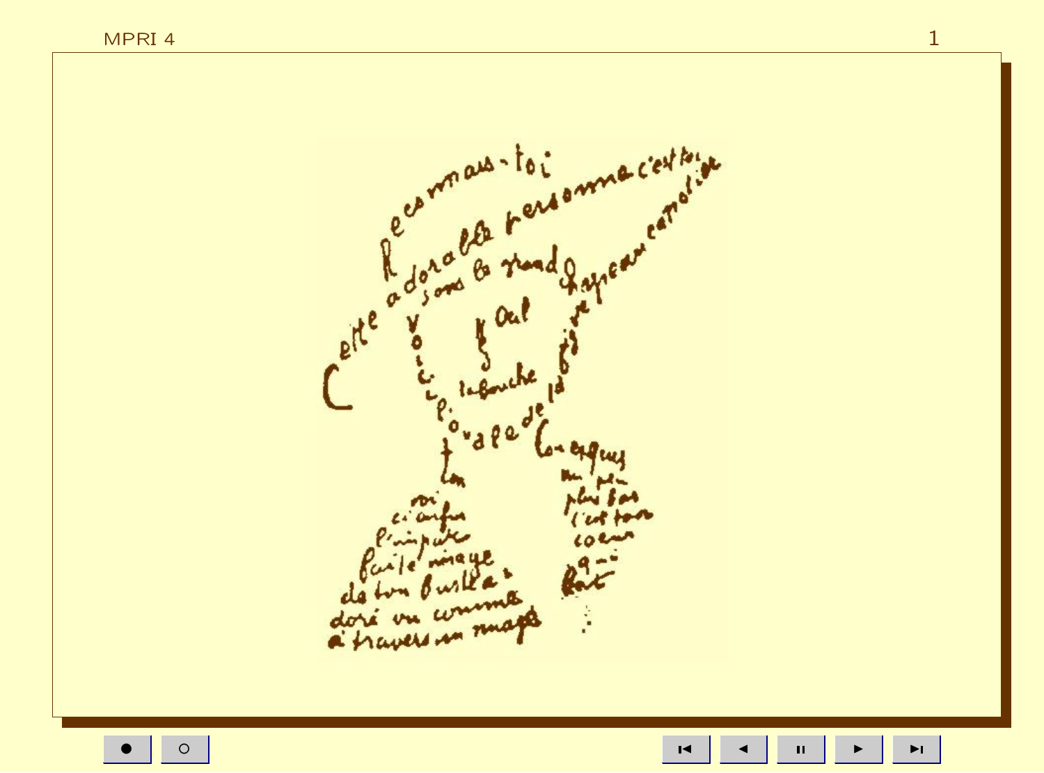Reconnais-toi

Cette adorable personne c'est toi

sous le grand chapeau canotier

Œil

Nez

la bouche

Voici l'ovale de ta figure

ton cou exquis

voici enfin l'imparfaite image de ton buste adoré vu comme à travers un nuage

un peu plus bas c'est ton cœur qui bat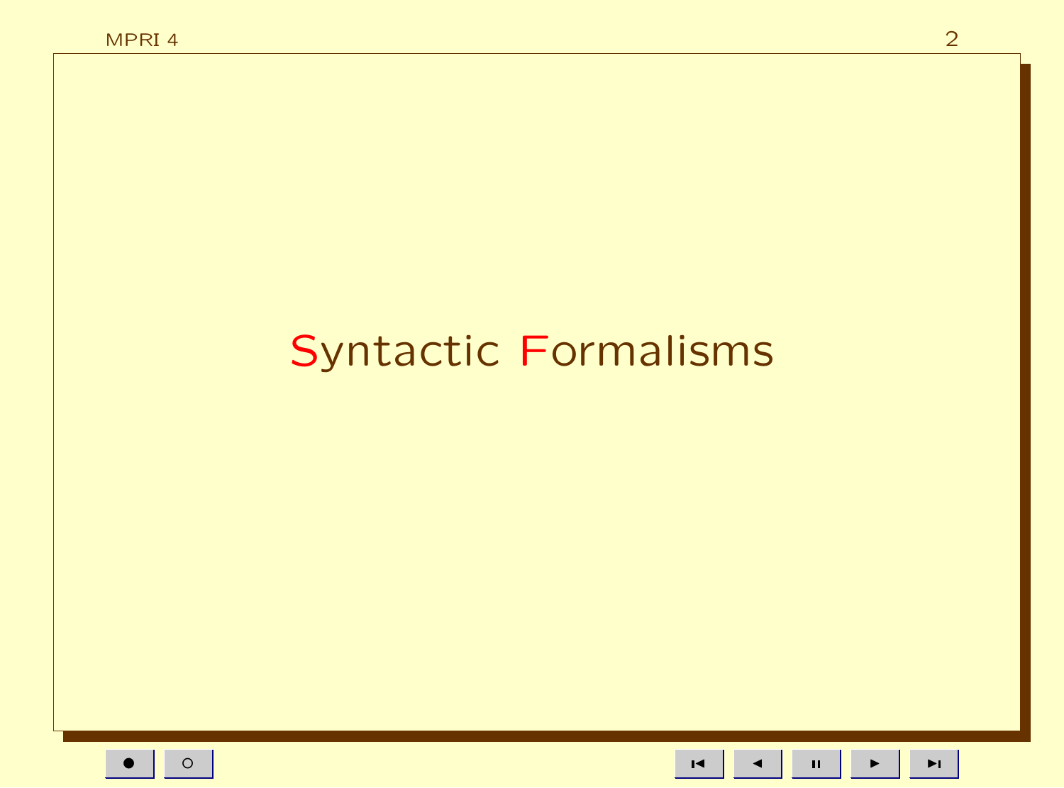# Syntactic Formalisms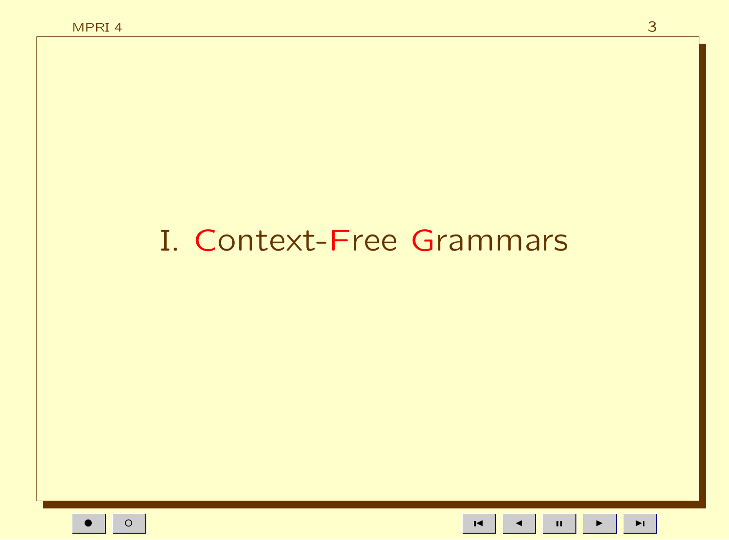# I. Context-Free Grammars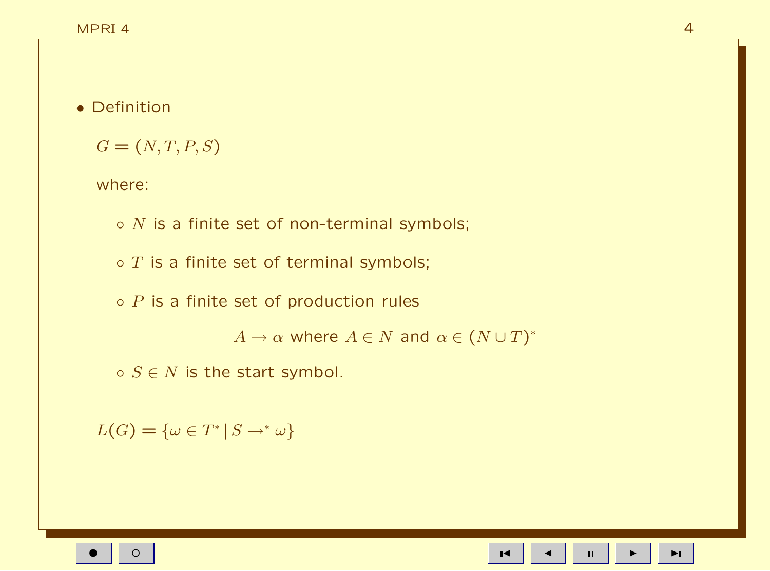- Definition

  $G = (N, T, P, S)$

  where:

  - $N$ is a finite set of non-terminal symbols;
  - $T$ is a finite set of terminal symbols;
  - $P$ is a finite set of production rules

    $$A \rightarrow \alpha \text{ where } A \in N \text{ and } \alpha \in (N \cup T)^*$$

  - $S \in N$ is the start symbol.

  $L(G) = \{\omega \in T^* \mid S \rightarrow^* \omega\}$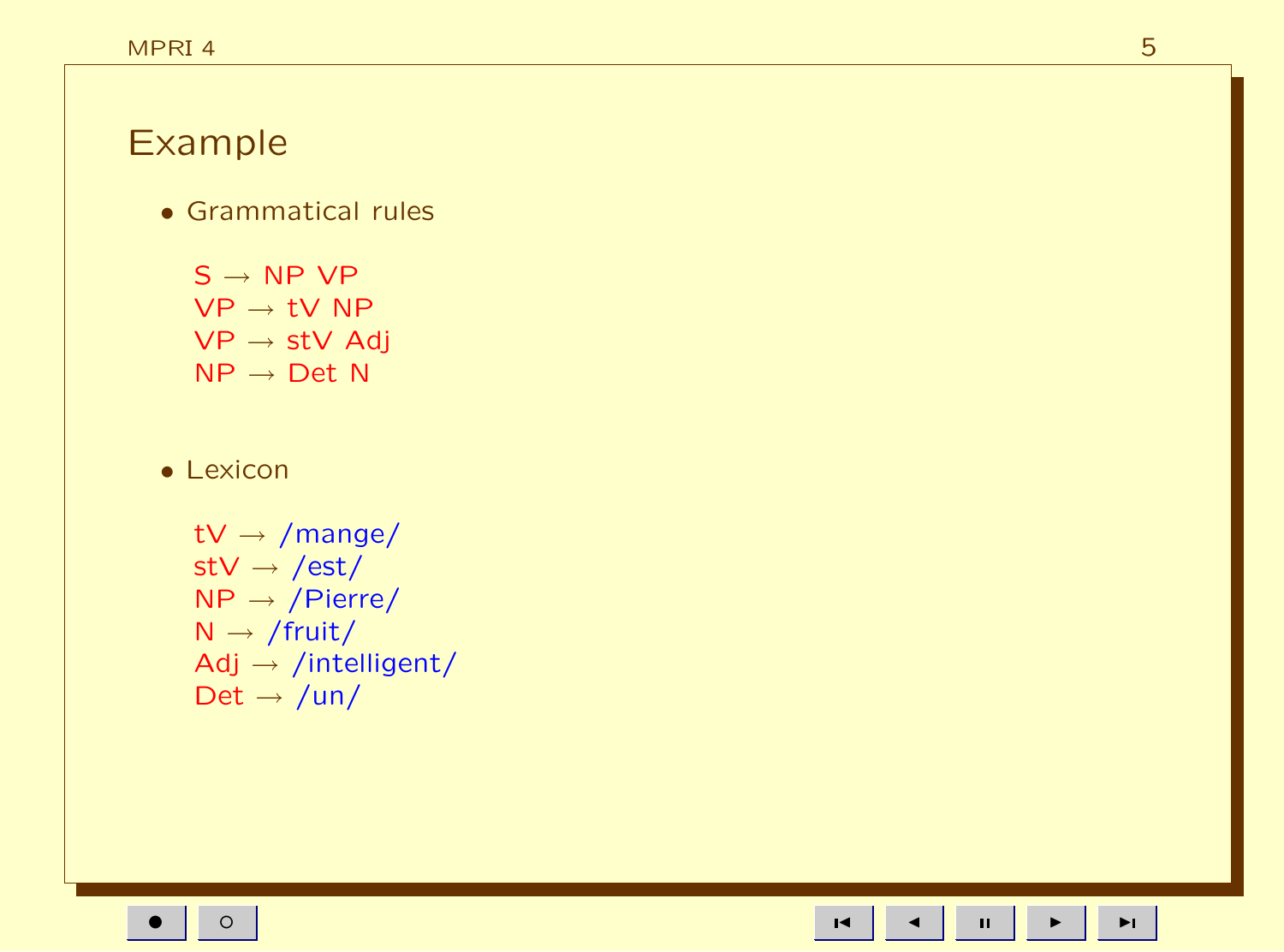# Example

- Grammatical rules

  S → NP VP
  VP → tV NP
  VP → stV Adj
  NP → Det N

- Lexicon

  tV → /mange/
  stV → /est/
  NP → /Pierre/
  N → /fruit/
  Adj → /intelligent/
  Det → /un/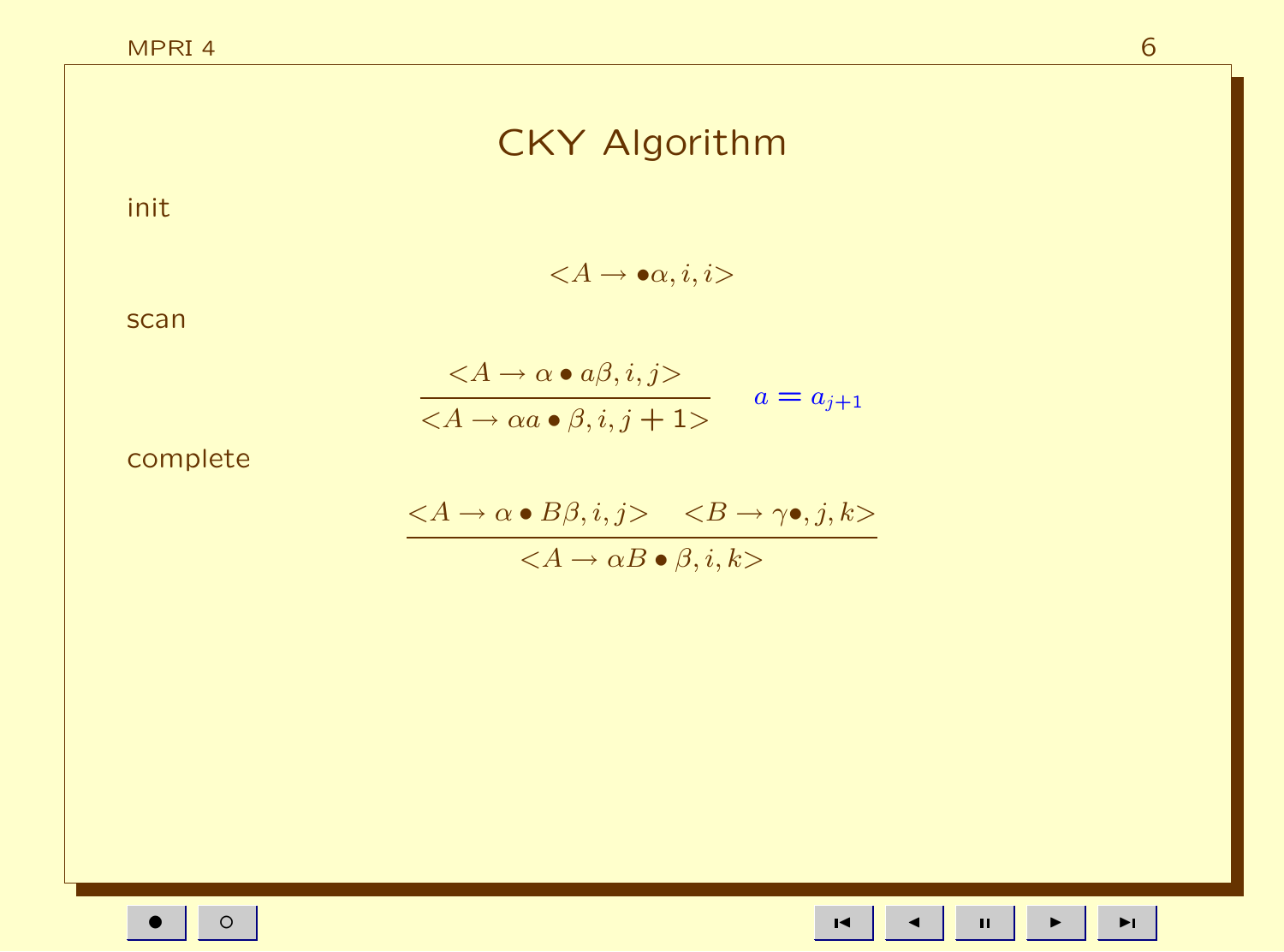# CKY Algorithm

init

$$<A \rightarrow \bullet\alpha, i, i>$$

scan

$$\frac{<A \rightarrow \alpha \bullet a\beta, i, j>}{<A \rightarrow \alpha a \bullet \beta, i, j+1>} \quad a = a_{j+1}$$

complete

$$\frac{<A \rightarrow \alpha \bullet B\beta, i, j> \quad <B \rightarrow \gamma\bullet, j, k>}{<A \rightarrow \alpha B \bullet \beta, i, k>}$$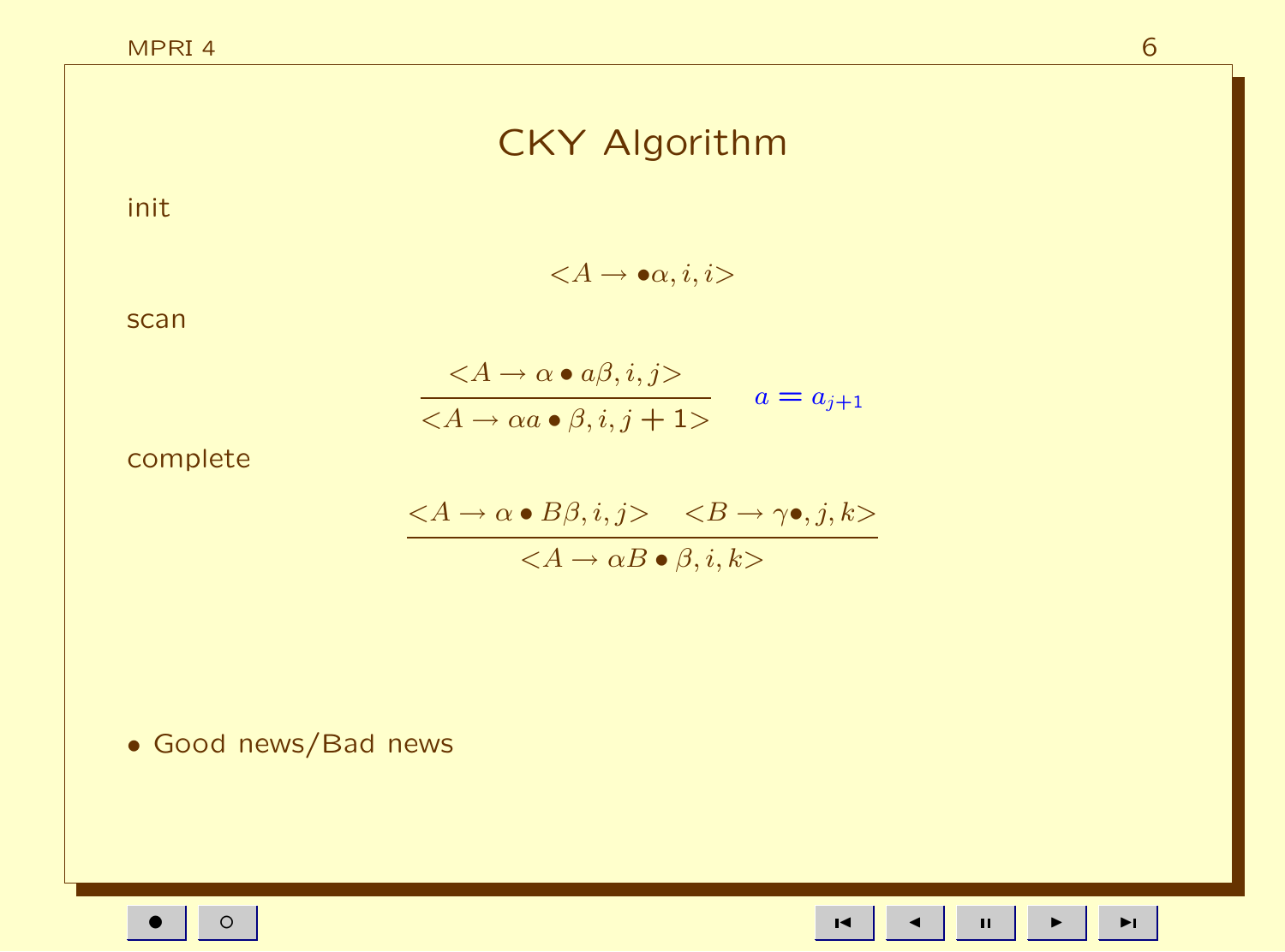# CKY Algorithm

init

$$<A \rightarrow \bullet\alpha, i, i>$$

scan

$$\frac{<A \rightarrow \alpha \bullet a\beta, i, j>}{<A \rightarrow \alpha a \bullet \beta, i, j+1>} \quad a = a_{j+1}$$

complete

$$\frac{<A \rightarrow \alpha \bullet B\beta, i, j> \quad <B \rightarrow \gamma\bullet, j, k>}{<A \rightarrow \alpha B \bullet \beta, i, k>}$$

- Good news/Bad news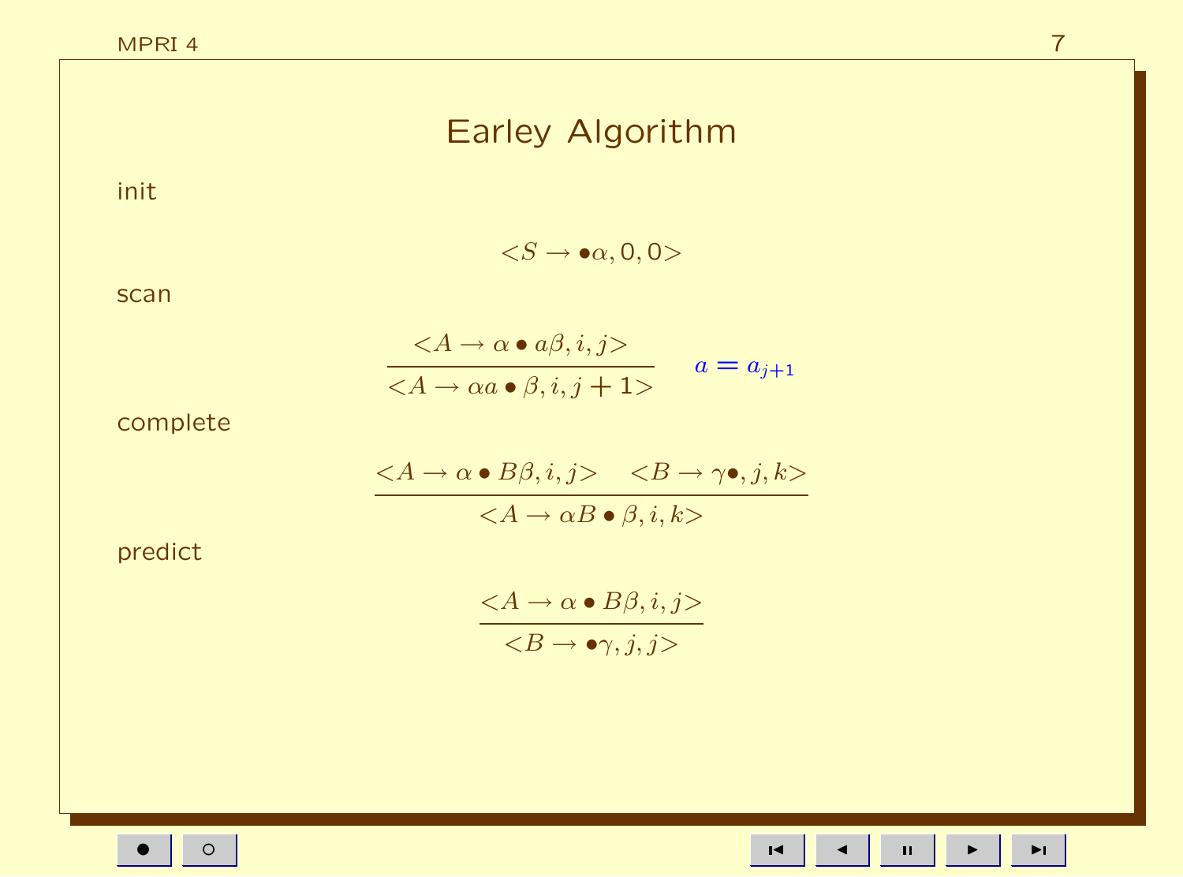# Earley Algorithm

init

$$<S \rightarrow \bullet\alpha, 0, 0>$$

scan

$$\frac{<A \rightarrow \alpha \bullet a\beta, i, j>}{<A \rightarrow \alpha a \bullet \beta, i, j+1>} \quad a = a_{j+1}$$

complete

$$\frac{<A \rightarrow \alpha \bullet B\beta, i, j> \quad <B \rightarrow \gamma\bullet, j, k>}{<A \rightarrow \alpha B \bullet \beta, i, k>}$$

predict

$$\frac{<A \rightarrow \alpha \bullet B\beta, i, j>}{<B \rightarrow \bullet\gamma, j, j>}$$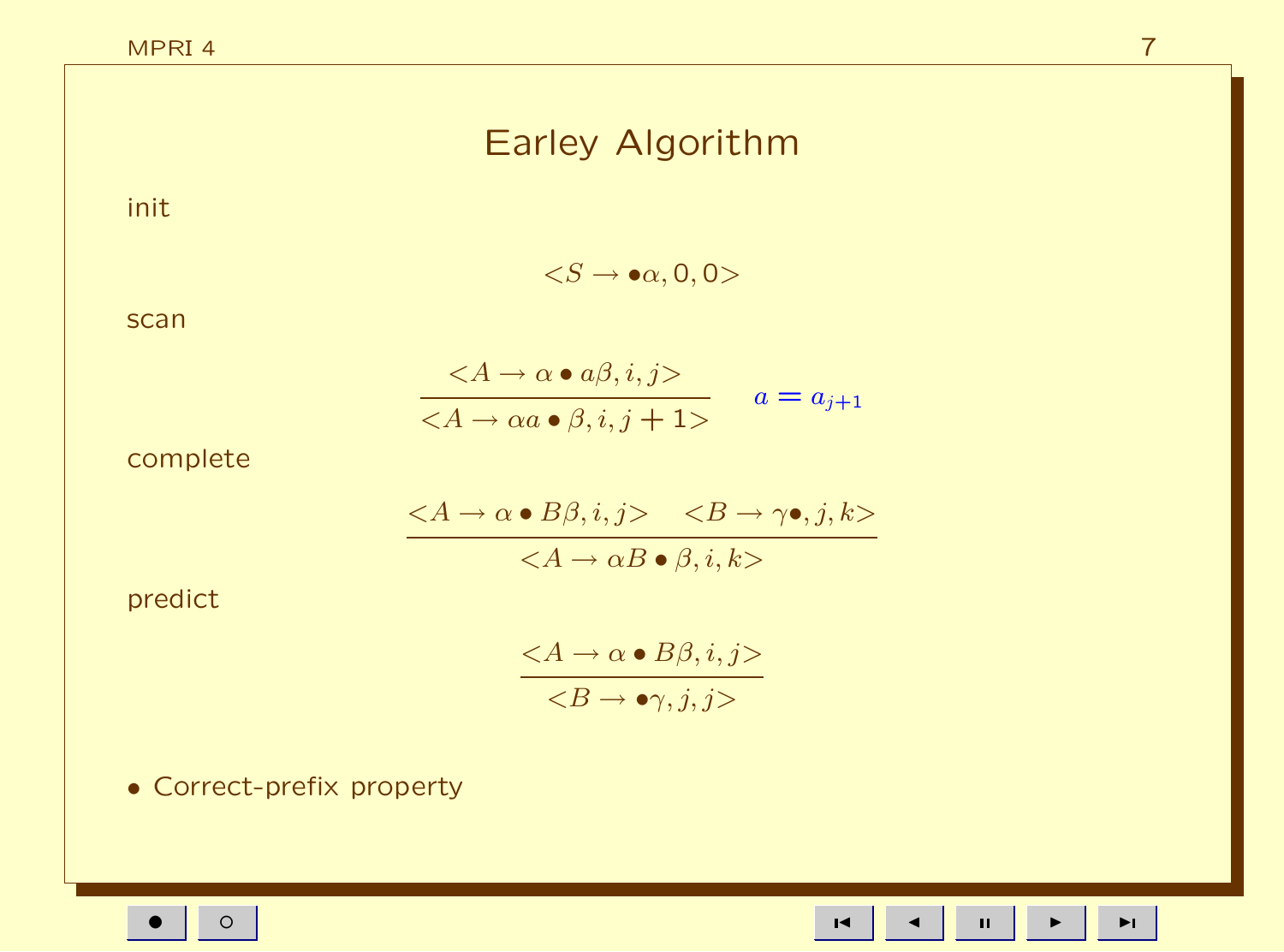# Earley Algorithm

init

$$<S \rightarrow \bullet\alpha, 0, 0>$$

scan

$$\frac{<A \rightarrow \alpha \bullet a\beta, i, j>}{<A \rightarrow \alpha a \bullet \beta, i, j+1>} \quad a = a_{j+1}$$

complete

$$\frac{<A \rightarrow \alpha \bullet B\beta, i, j> \quad <B \rightarrow \gamma\bullet, j, k>}{<A \rightarrow \alpha B \bullet \beta, i, k>}$$

predict

$$\frac{<A \rightarrow \alpha \bullet B\beta, i, j>}{<B \rightarrow \bullet\gamma, j, j>}$$

- Correct-prefix property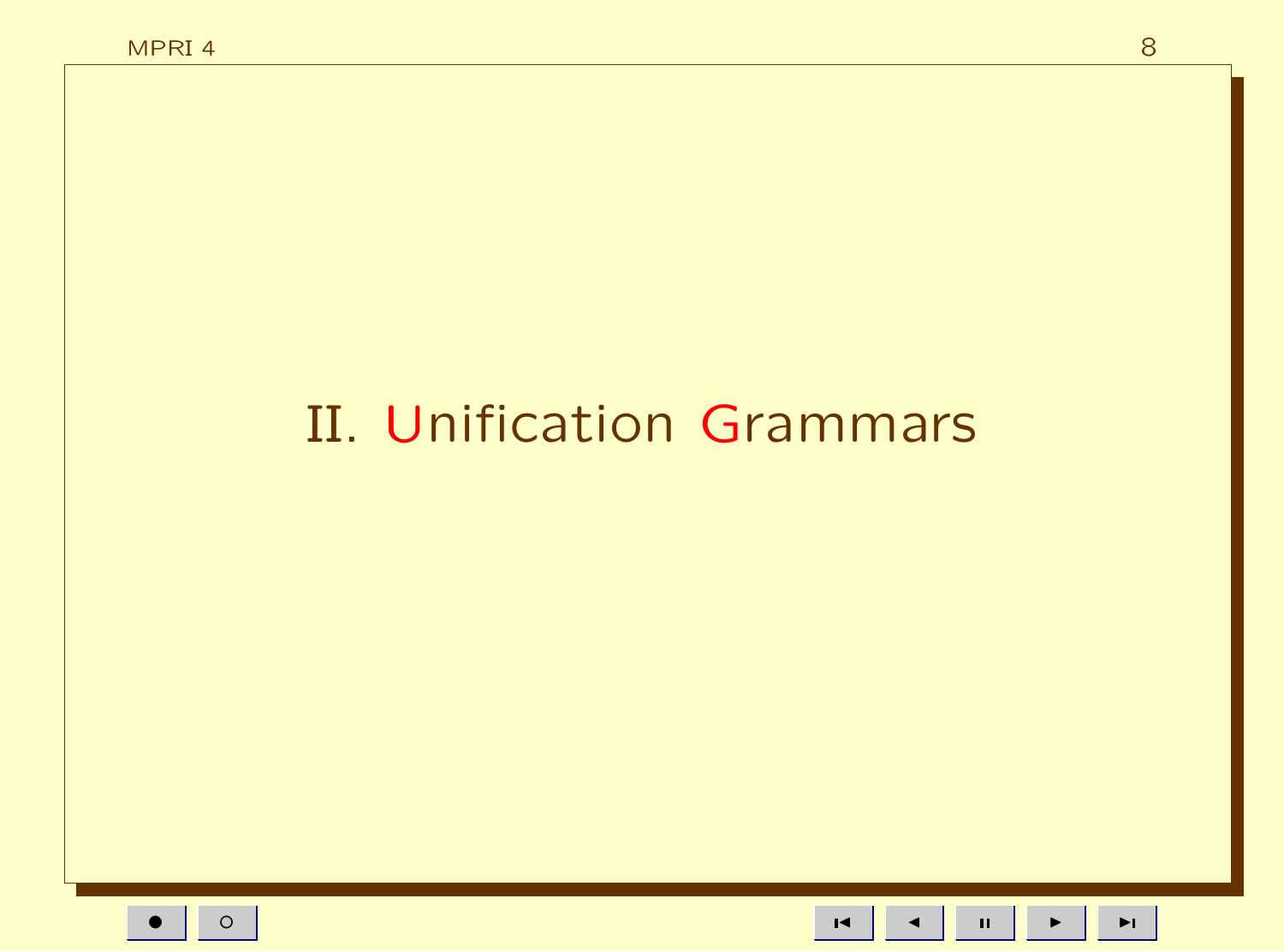# II. Unification Grammars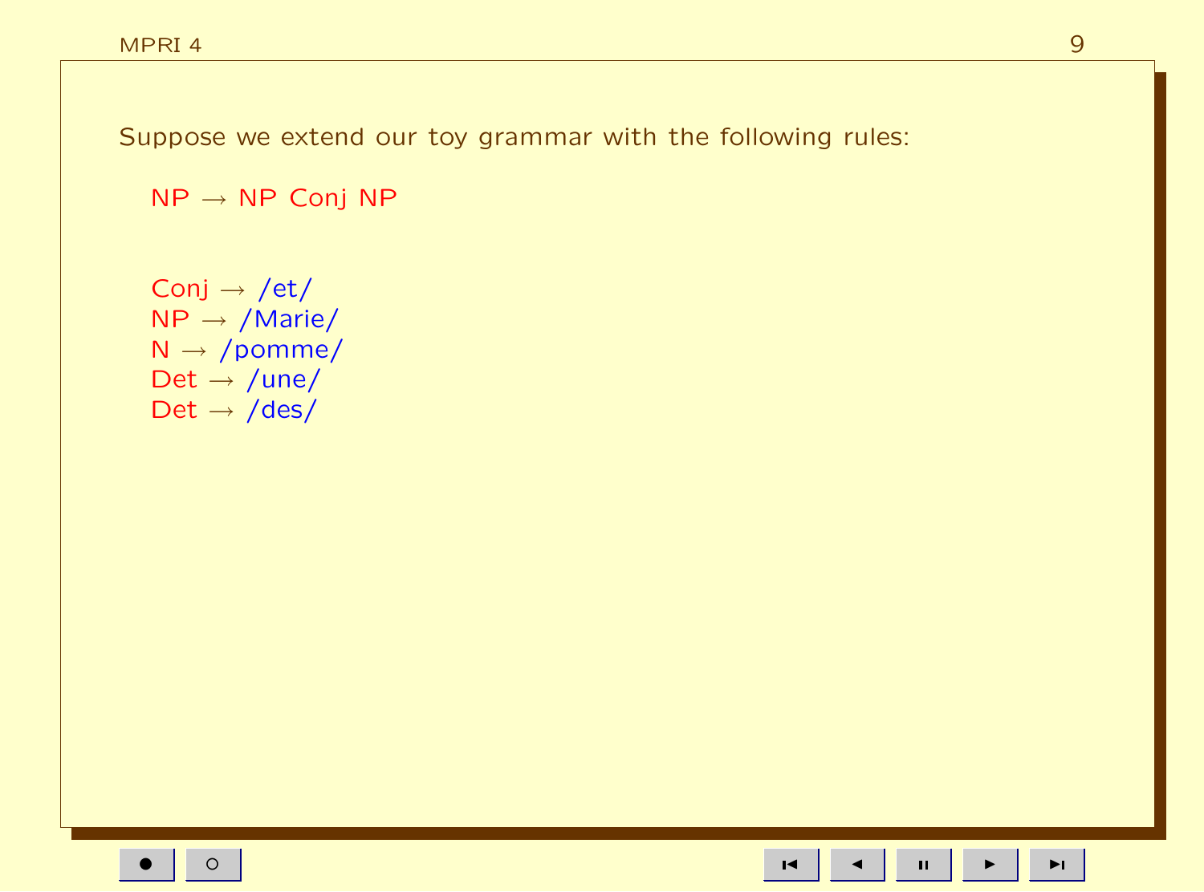Suppose we extend our toy grammar with the following rules:

NP → NP Conj NP

Conj → /et/
NP → /Marie/
N → /pomme/
Det → /une/
Det → /des/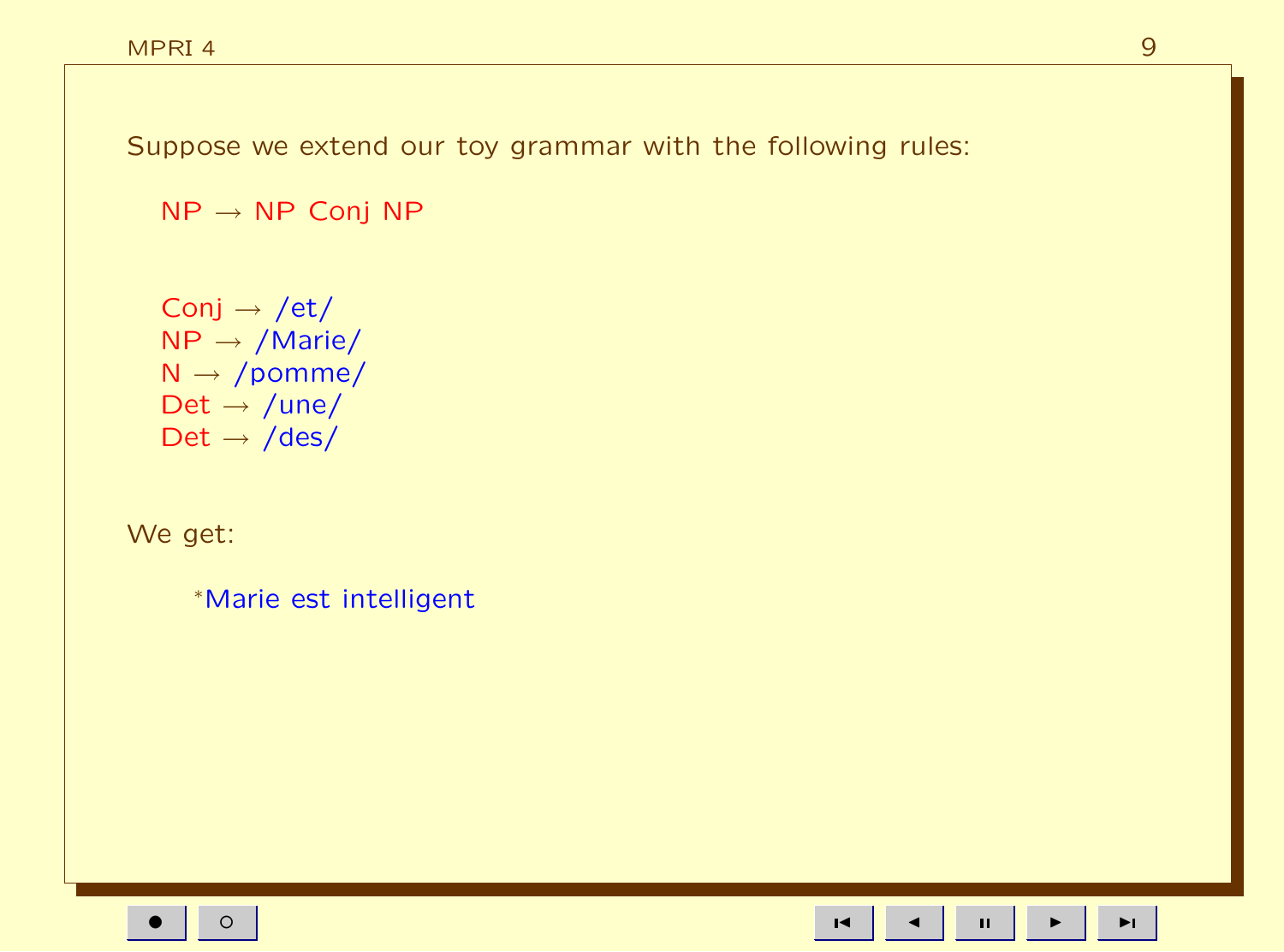Suppose we extend our toy grammar with the following rules:

NP → NP Conj NP

Conj → /et/  
NP → /Marie/  
N → /pomme/  
Det → /une/  
Det → /des/

We get:

*Marie est intelligent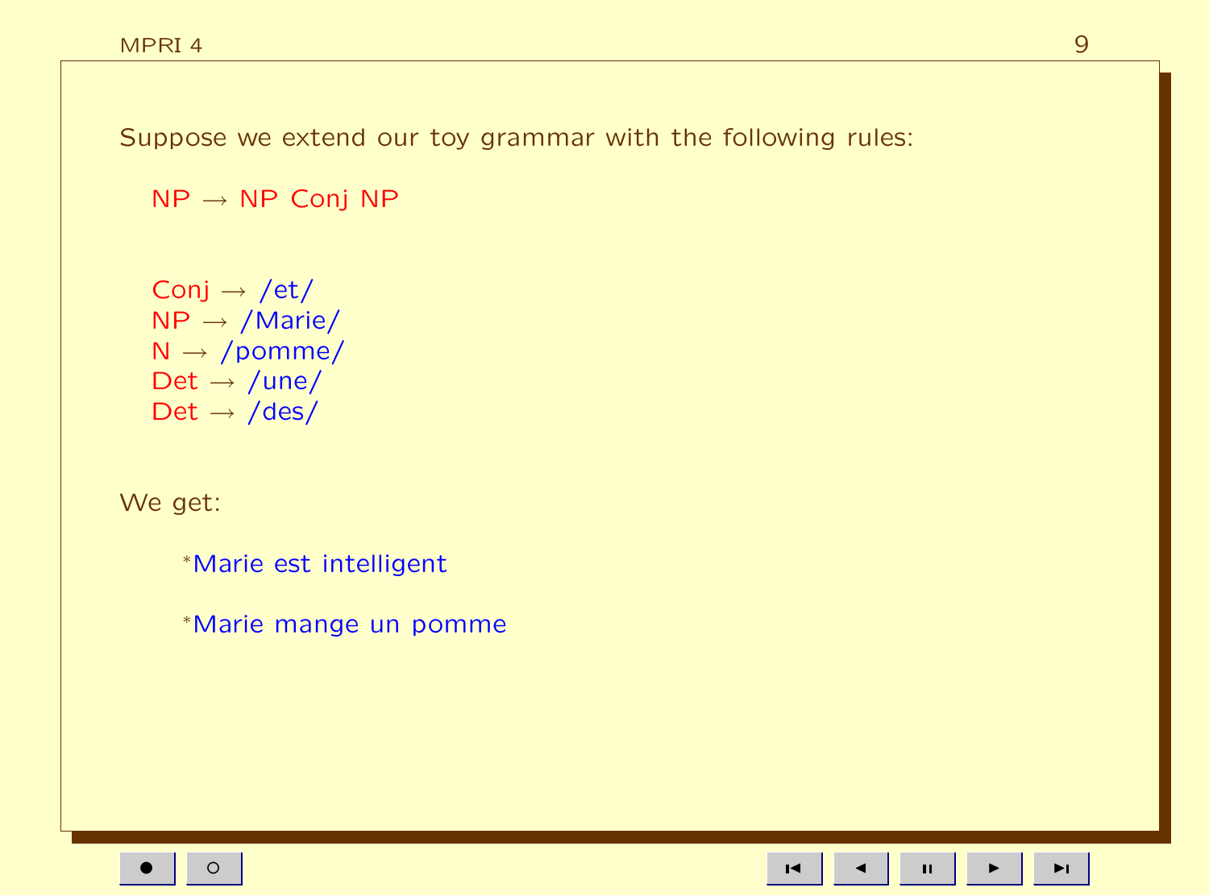Suppose we extend our toy grammar with the following rules:

NP → NP Conj NP

Conj → /et/
NP → /Marie/
N → /pomme/
Det → /une/
Det → /des/

We get:

*Marie est intelligent

*Marie mange un pomme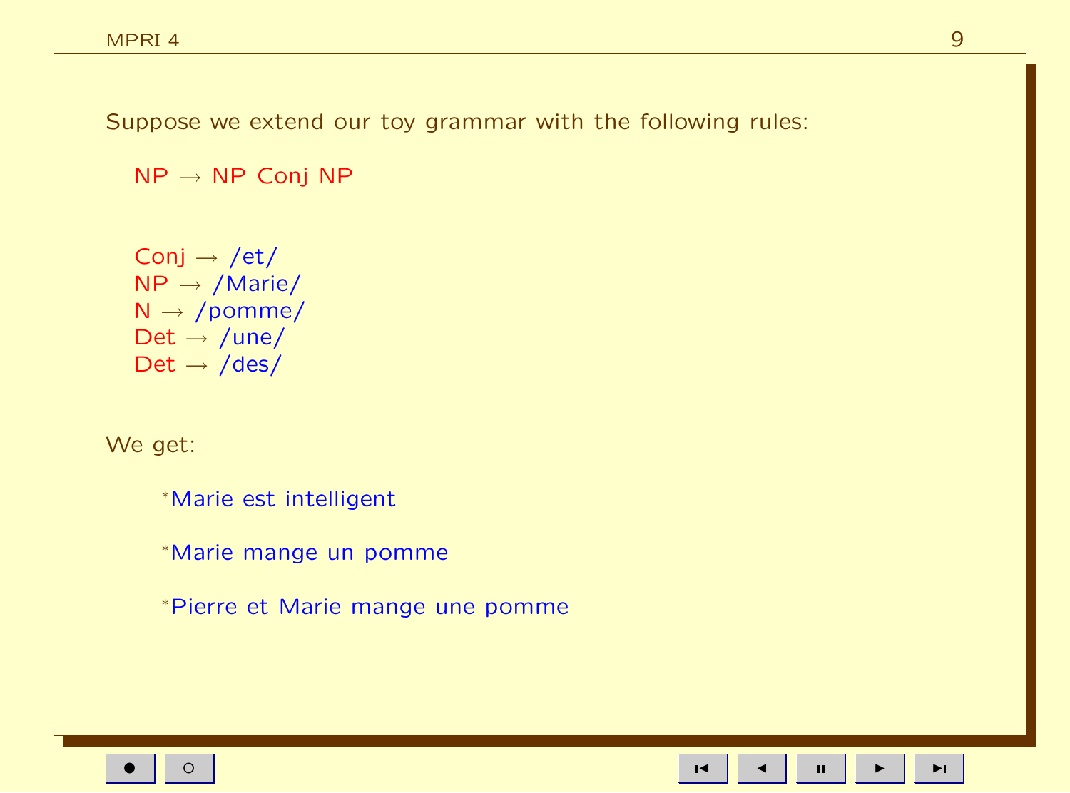Suppose we extend our toy grammar with the following rules:

NP → NP Conj NP

Conj → /et/
NP → /Marie/
N → /pomme/
Det → /une/
Det → /des/

We get:

*Marie est intelligent

*Marie mange un pomme

*Pierre et Marie mange une pomme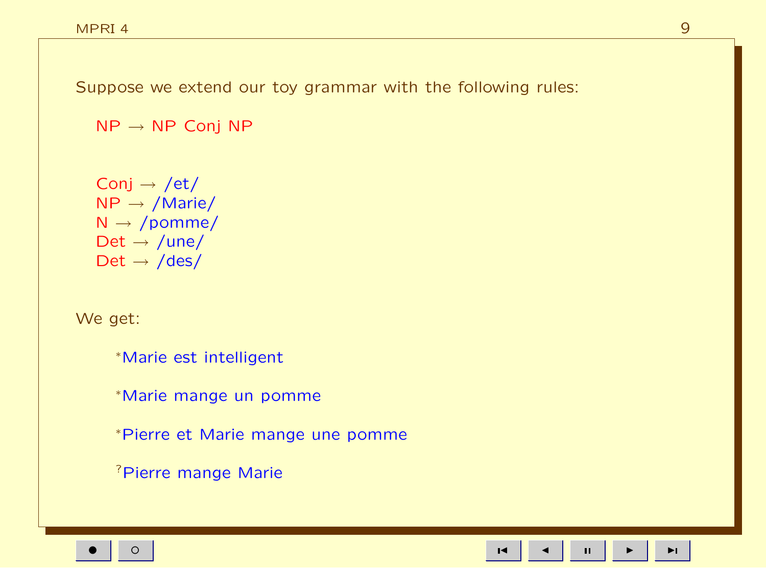Suppose we extend our toy grammar with the following rules:

NP → NP Conj NP

Conj → /et/
NP → /Marie/
N → /pomme/
Det → /une/
Det → /des/

We get:

*Marie est intelligent

*Marie mange un pomme

*Pierre et Marie mange une pomme

?Pierre mange Marie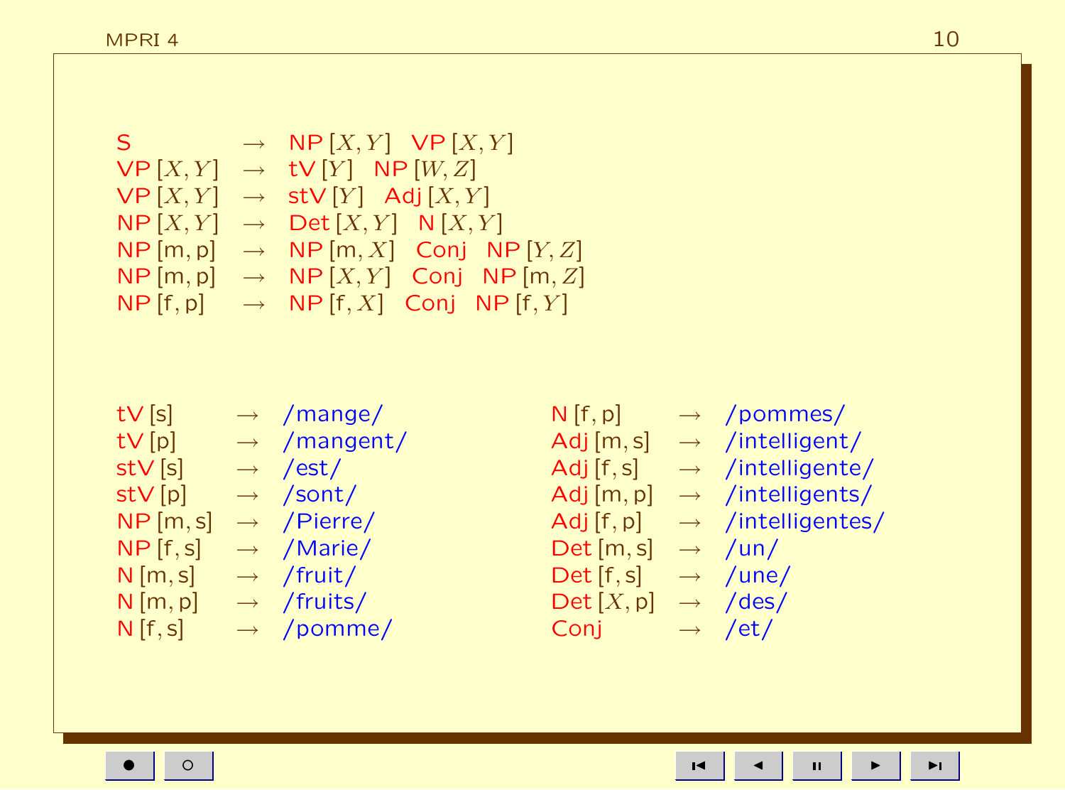$$
\begin{array}{lcl}
\mathsf{S} & \rightarrow & \mathsf{NP}\,[X,Y] \quad \mathsf{VP}\,[X,Y] \\
\mathsf{VP}\,[X,Y] & \rightarrow & \mathsf{tV}\,[Y] \quad \mathsf{NP}\,[W,Z] \\
\mathsf{VP}\,[X,Y] & \rightarrow & \mathsf{stV}\,[Y] \quad \mathsf{Adj}\,[X,Y] \\
\mathsf{NP}\,[X,Y] & \rightarrow & \mathsf{Det}\,[X,Y] \quad \mathsf{N}\,[X,Y] \\
\mathsf{NP}\,[\mathsf{m},\mathsf{p}] & \rightarrow & \mathsf{NP}\,[\mathsf{m},X] \quad \mathsf{Conj} \quad \mathsf{NP}\,[Y,Z] \\
\mathsf{NP}\,[\mathsf{m},\mathsf{p}] & \rightarrow & \mathsf{NP}\,[X,Y] \quad \mathsf{Conj} \quad \mathsf{NP}\,[\mathsf{m},Z] \\
\mathsf{NP}\,[\mathsf{f},\mathsf{p}] & \rightarrow & \mathsf{NP}\,[\mathsf{f},X] \quad \mathsf{Conj} \quad \mathsf{NP}\,[\mathsf{f},Y]
\end{array}
$$

$$
\begin{array}{lcl}
\mathsf{tV}\,[\mathsf{s}] & \rightarrow & /\mathsf{mange}/ \\
\mathsf{tV}\,[\mathsf{p}] & \rightarrow & /\mathsf{mangent}/ \\
\mathsf{stV}\,[\mathsf{s}] & \rightarrow & /\mathsf{est}/ \\
\mathsf{stV}\,[\mathsf{p}] & \rightarrow & /\mathsf{sont}/ \\
\mathsf{NP}\,[\mathsf{m},\mathsf{s}] & \rightarrow & /\mathsf{Pierre}/ \\
\mathsf{NP}\,[\mathsf{f},\mathsf{s}] & \rightarrow & /\mathsf{Marie}/ \\
\mathsf{N}\,[\mathsf{m},\mathsf{s}] & \rightarrow & /\mathsf{fruit}/ \\
\mathsf{N}\,[\mathsf{m},\mathsf{p}] & \rightarrow & /\mathsf{fruits}/ \\
\mathsf{N}\,[\mathsf{f},\mathsf{s}] & \rightarrow & /\mathsf{pomme}/
\end{array}
\qquad
\begin{array}{lcl}
\mathsf{N}\,[\mathsf{f},\mathsf{p}] & \rightarrow & /\mathsf{pommes}/ \\
\mathsf{Adj}\,[\mathsf{m},\mathsf{s}] & \rightarrow & /\mathsf{intelligent}/ \\
\mathsf{Adj}\,[\mathsf{f},\mathsf{s}] & \rightarrow & /\mathsf{intelligente}/ \\
\mathsf{Adj}\,[\mathsf{m},\mathsf{p}] & \rightarrow & /\mathsf{intelligents}/ \\
\mathsf{Adj}\,[\mathsf{f},\mathsf{p}] & \rightarrow & /\mathsf{intelligentes}/ \\
\mathsf{Det}\,[\mathsf{m},\mathsf{s}] & \rightarrow & /\mathsf{un}/ \\
\mathsf{Det}\,[\mathsf{f},\mathsf{s}] & \rightarrow & /\mathsf{une}/ \\
\mathsf{Det}\,[X,\mathsf{p}] & \rightarrow & /\mathsf{des}/ \\
\mathsf{Conj} & \rightarrow & /\mathsf{et}/
\end{array}
$$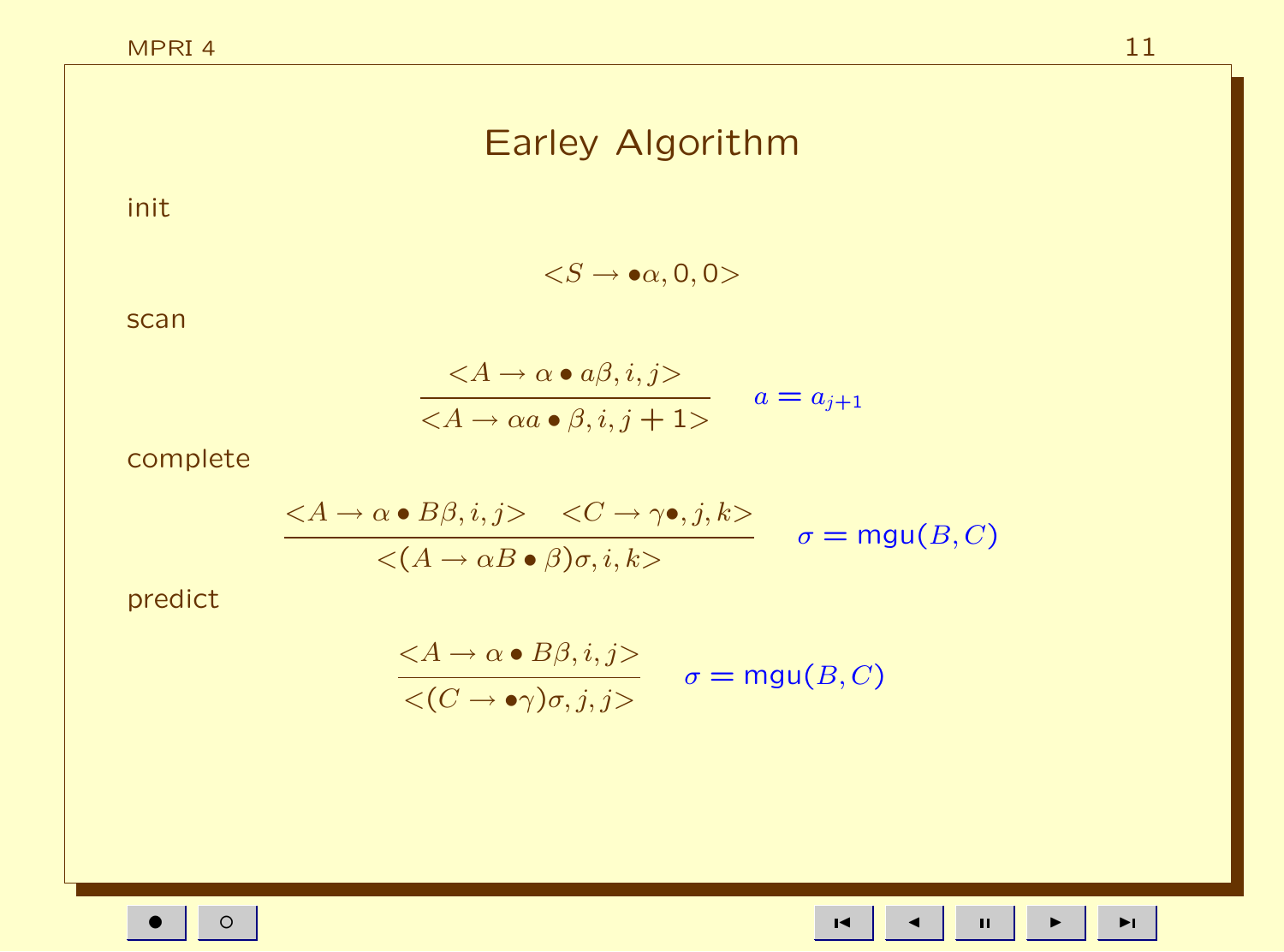# Earley Algorithm

init

$$<S \to \bullet\alpha, 0, 0>$$

scan

$$\frac{<A \to \alpha \bullet a\beta, i, j>}{<A \to \alpha a \bullet \beta, i, j+1>} \quad a = a_{j+1}$$

complete

$$\frac{<A \to \alpha \bullet B\beta, i, j> \quad <C \to \gamma\bullet, j, k>}{<(A \to \alpha B \bullet \beta)\sigma, i, k>} \quad \sigma = \mathsf{mgu}(B, C)$$

predict

$$\frac{<A \to \alpha \bullet B\beta, i, j>}{<(C \to \bullet\gamma)\sigma, j, j>} \quad \sigma = \mathsf{mgu}(B, C)$$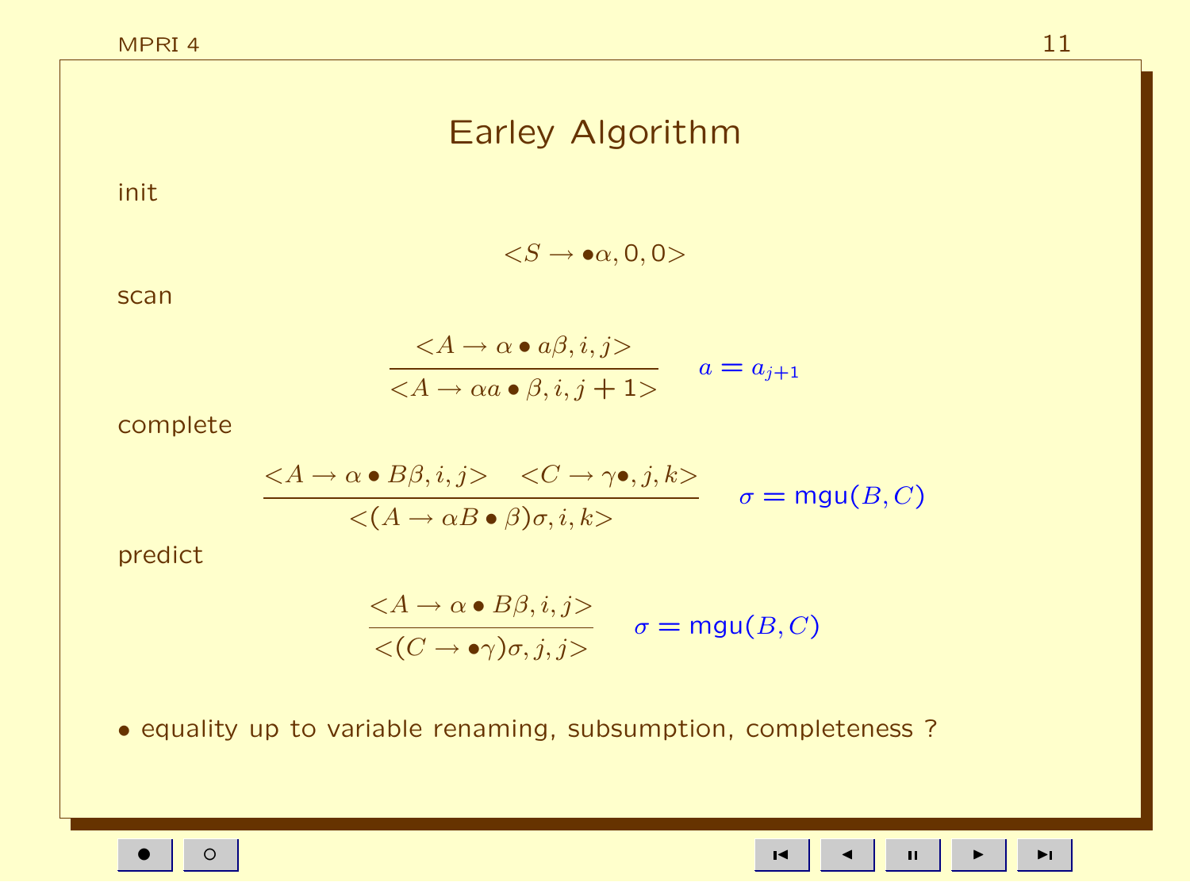# Earley Algorithm

init

$$<S \rightarrow \bullet\alpha, 0, 0>$$

scan

$$\frac{<A \rightarrow \alpha \bullet a\beta, i, j>}{<A \rightarrow \alpha a \bullet \beta, i, j+1>} \quad a = a_{j+1}$$

complete

$$\frac{<A \rightarrow \alpha \bullet B\beta, i, j> \quad <C \rightarrow \gamma\bullet, j, k>}{<(A \rightarrow \alpha B \bullet \beta)\sigma, i, k>} \quad \sigma = \mathsf{mgu}(B, C)$$

predict

$$\frac{<A \rightarrow \alpha \bullet B\beta, i, j>}{<(C \rightarrow \bullet\gamma)\sigma, j, j>} \quad \sigma = \mathsf{mgu}(B, C)$$

- equality up to variable renaming, subsumption, completeness ?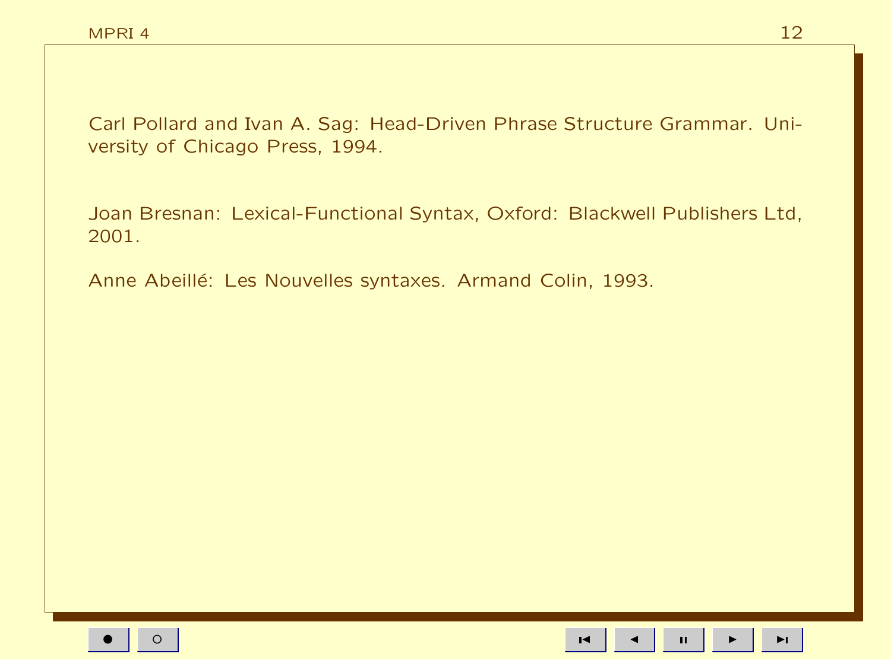Carl Pollard and Ivan A. Sag: Head-Driven Phrase Structure Grammar. University of Chicago Press, 1994.

Joan Bresnan: Lexical-Functional Syntax, Oxford: Blackwell Publishers Ltd, 2001.

Anne Abeillé: Les Nouvelles syntaxes. Armand Colin, 1993.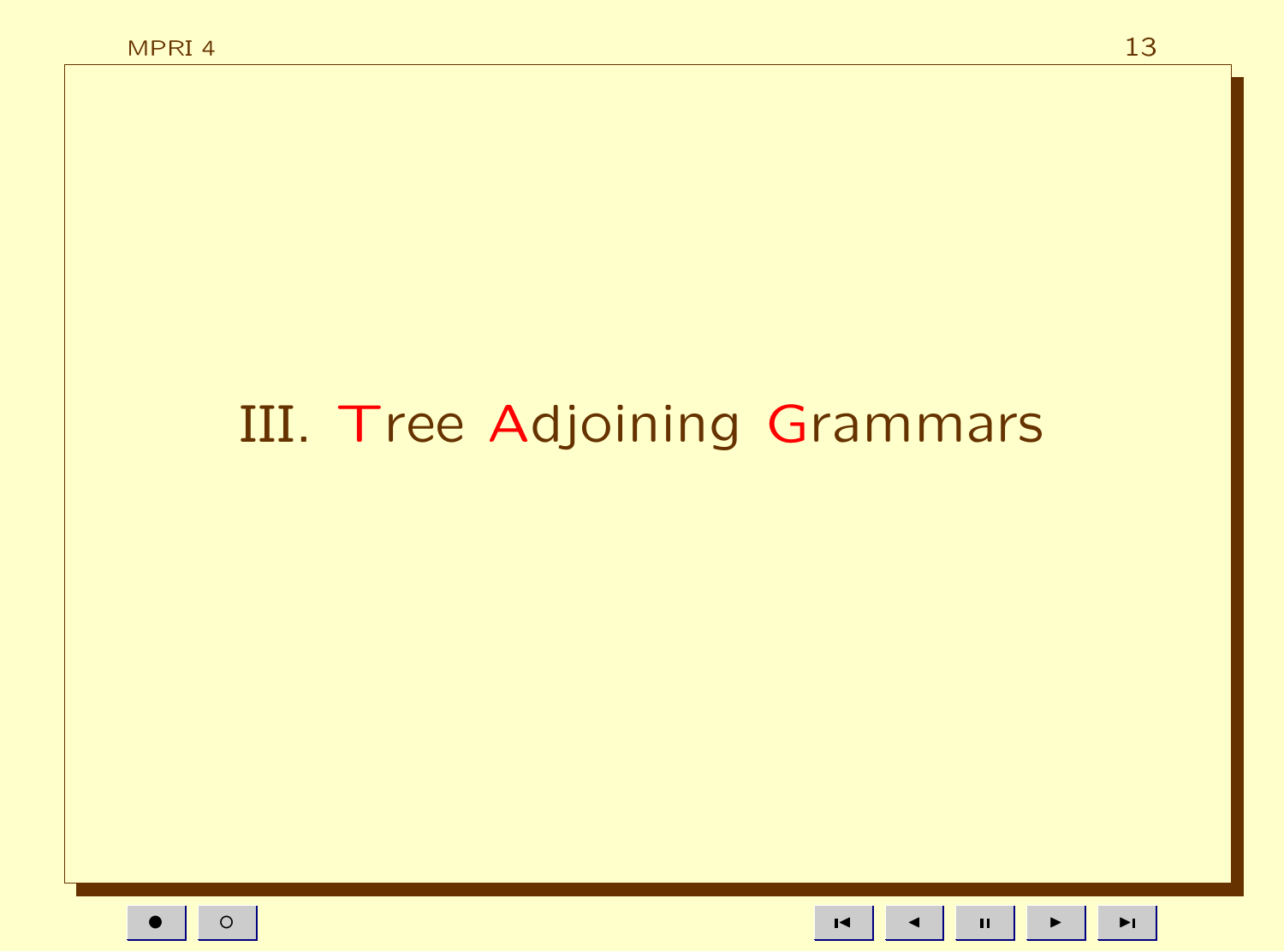# III. Tree Adjoining Grammars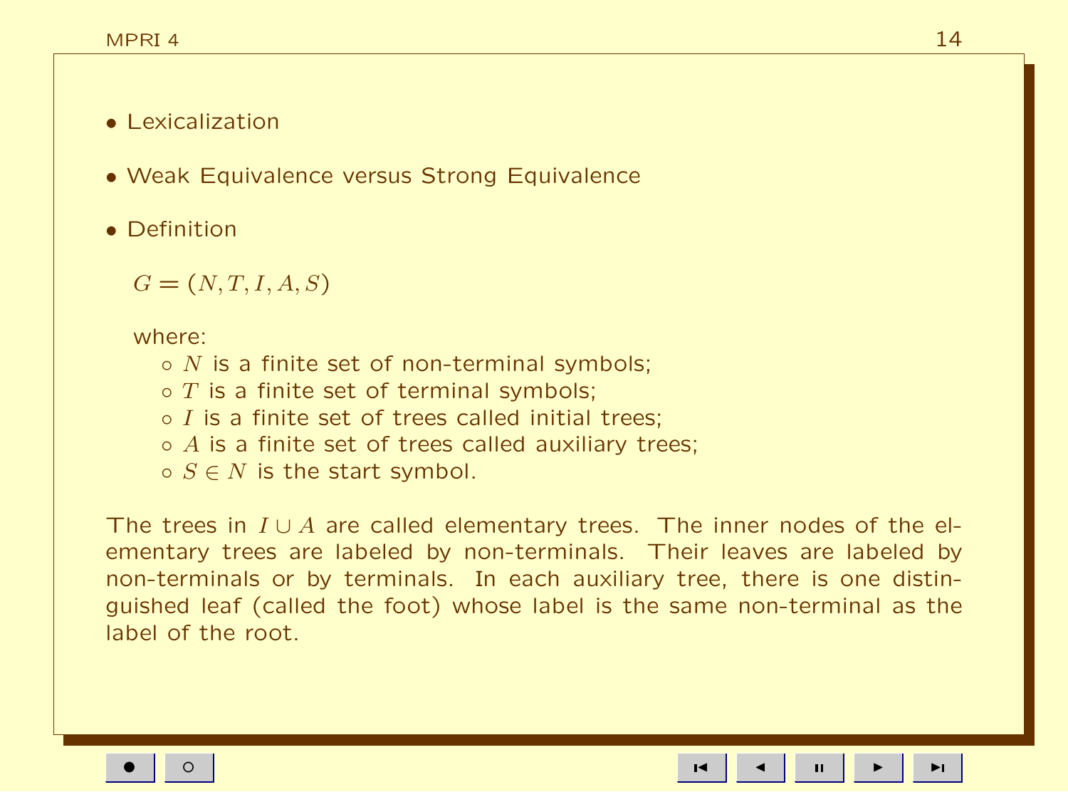- Lexicalization
- Weak Equivalence versus Strong Equivalence
- Definition

  $G = (N, T, I, A, S)$

  where:
  - $N$ is a finite set of non-terminal symbols;
  - $T$ is a finite set of terminal symbols;
  - $I$ is a finite set of trees called initial trees;
  - $A$ is a finite set of trees called auxiliary trees;
  - $S \in N$ is the start symbol.

The trees in $I \cup A$ are called elementary trees. The inner nodes of the elementary trees are labeled by non-terminals. Their leaves are labeled by non-terminals or by terminals. In each auxiliary tree, there is one distinguished leaf (called the foot) whose label is the same non-terminal as the label of the root.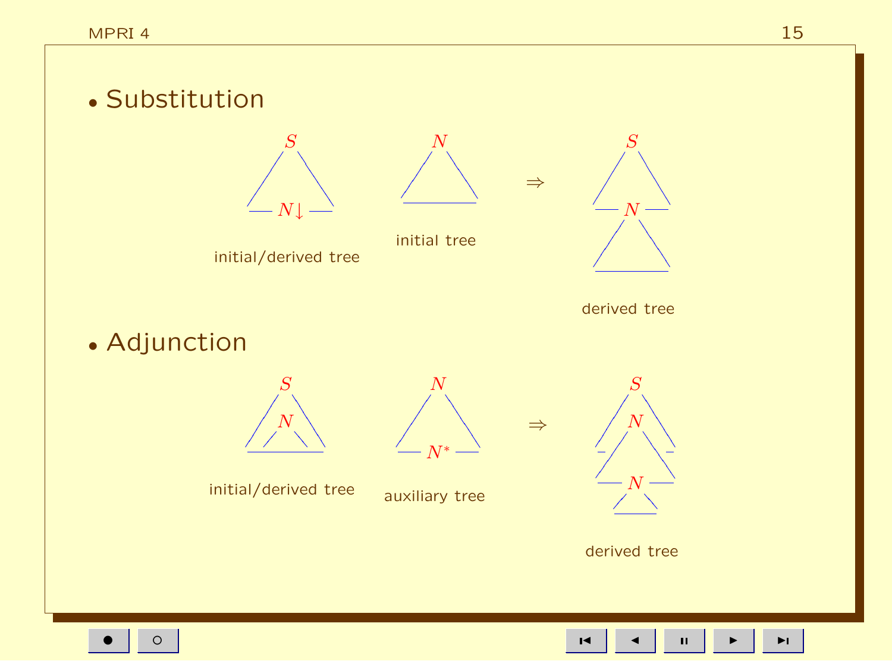- Substitution

$S$ ... $N\downarrow$ — initial/derived tree

$N$ — initial tree

$\Rightarrow$

$S$, $N$ — derived tree

- Adjunction

$S$, $N$ — initial/derived tree

$N$ ... $N^*$ — auxiliary tree

$\Rightarrow$

$S$, $N$, $N$ — derived tree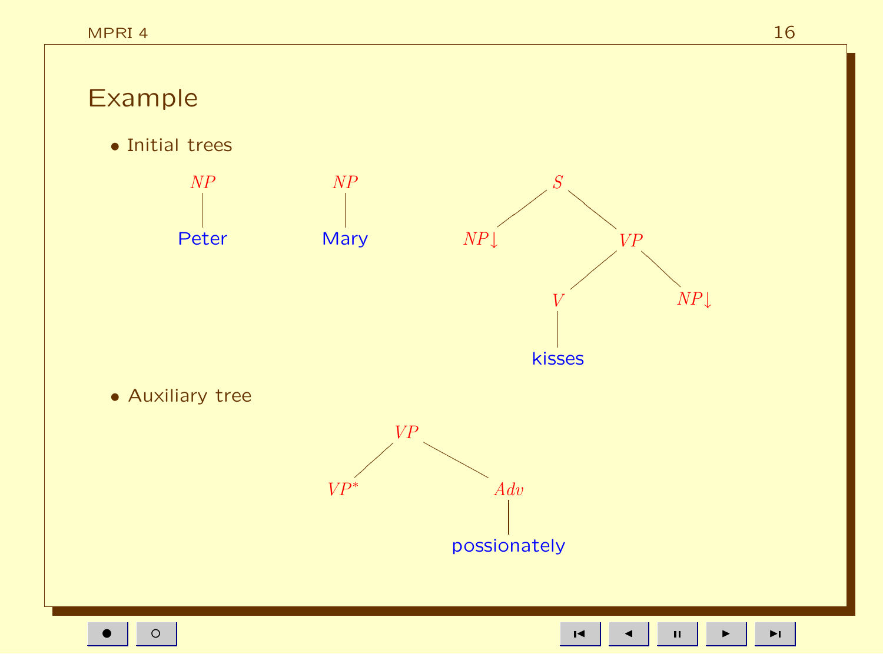# Example

- Initial trees

```
   NP          NP               S
   |           |              /   \
 Peter        Mary         NP↓     VP
                                  /   \
                                 V     NP↓
                                 |
                               kisses
```

- Auxiliary tree

```
         VP
        /   \
     VP*     Adv
              |
        possionately
```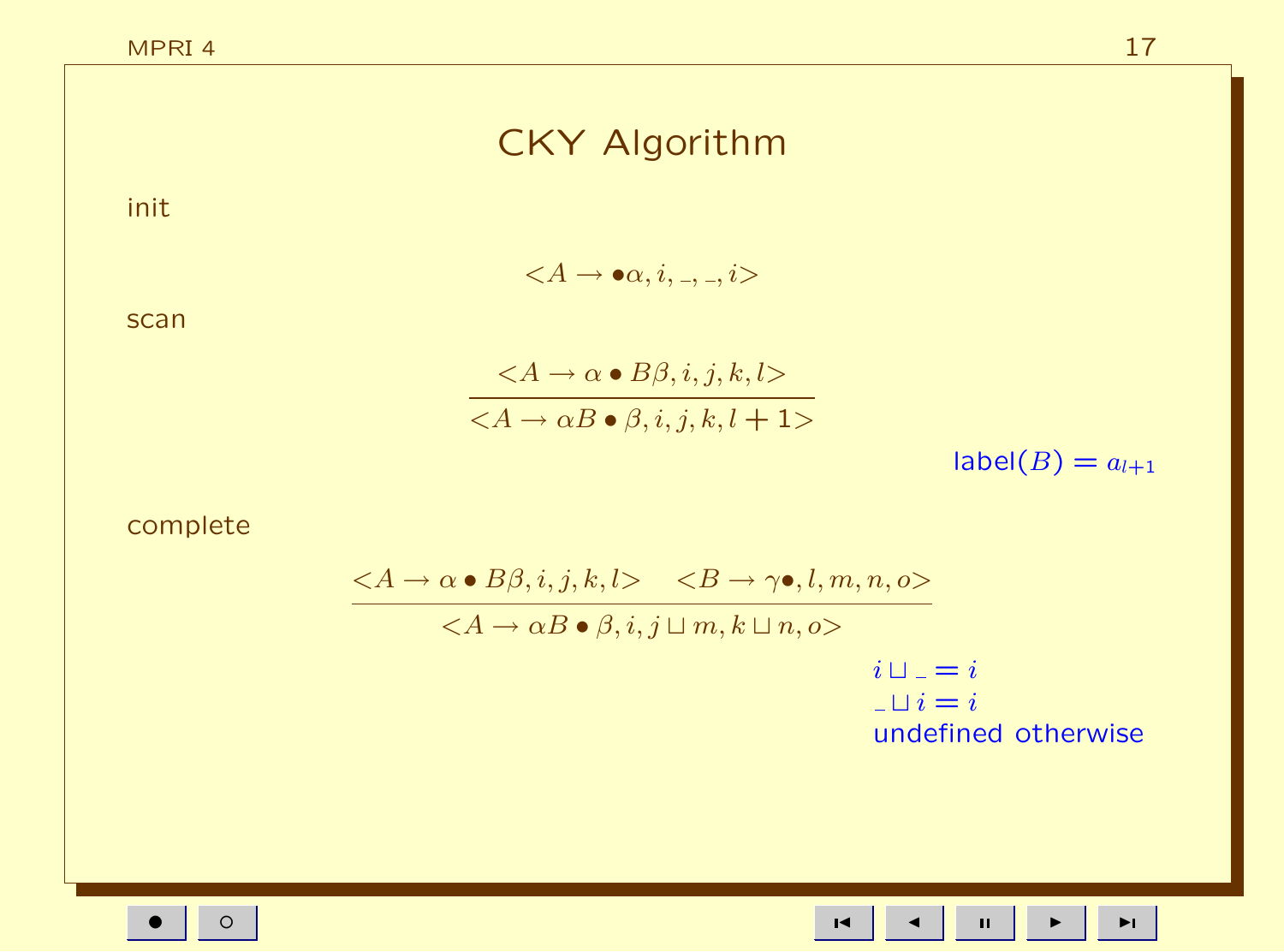# CKY Algorithm

init

$$<A \rightarrow \bullet\alpha, i, \_, \_, i>$$

scan

$$\frac{<A \rightarrow \alpha \bullet B\beta, i, j, k, l>}{<A \rightarrow \alpha B \bullet \beta, i, j, k, l+1>}$$

label($B$) $= a_{l+1}$

complete

$$\frac{<A \rightarrow \alpha \bullet B\beta, i, j, k, l> \quad <B \rightarrow \gamma\bullet, l, m, n, o>}{<A \rightarrow \alpha B \bullet \beta, i, j \sqcup m, k \sqcup n, o>}$$

$i \sqcup \_ = i$
$\_ \sqcup i = i$
undefined otherwise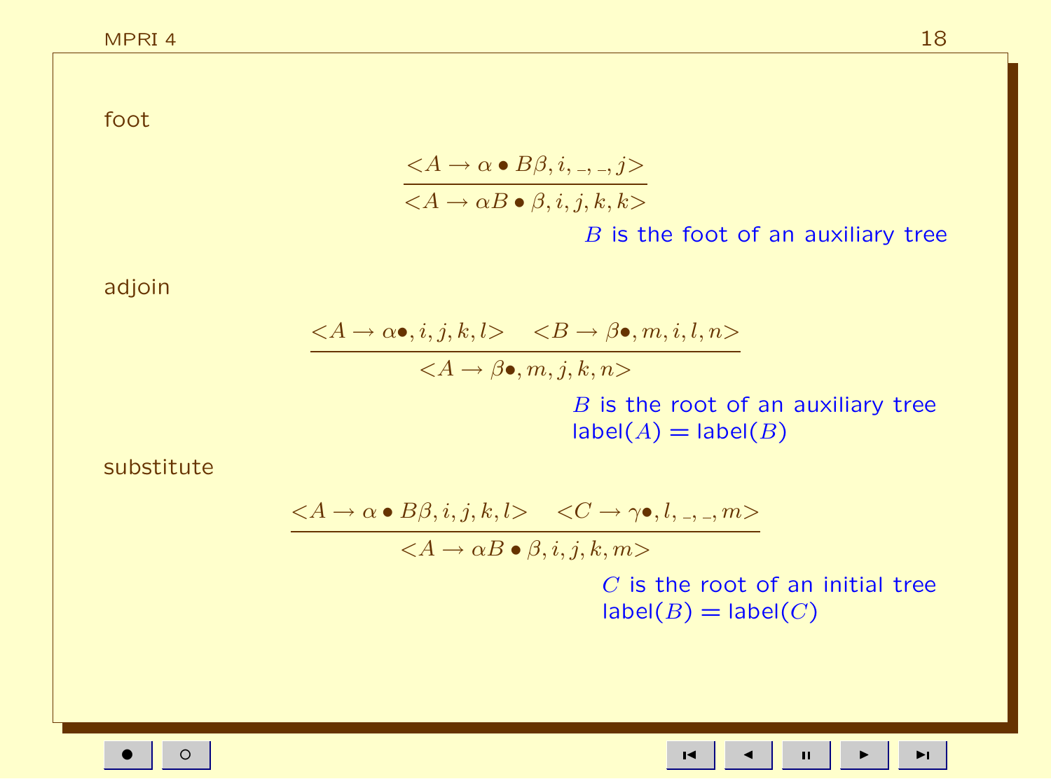foot

$$\frac{<A \rightarrow \alpha \bullet B\beta, i, \_, \_, j>}{<A \rightarrow \alpha B \bullet \beta, i, j, k, k>}$$

$B$ is the foot of an auxiliary tree

adjoin

$$\frac{<A \rightarrow \alpha\bullet, i, j, k, l> \quad <B \rightarrow \beta\bullet, m, i, l, n>}{<A \rightarrow \beta\bullet, m, j, k, n>}$$

$B$ is the root of an auxiliary tree
label($A$) = label($B$)

substitute

$$\frac{<A \rightarrow \alpha \bullet B\beta, i, j, k, l> \quad <C \rightarrow \gamma\bullet, l, \_, \_, m>}{<A \rightarrow \alpha B \bullet \beta, i, j, k, m>}$$

$C$ is the root of an initial tree
label($B$) = label($C$)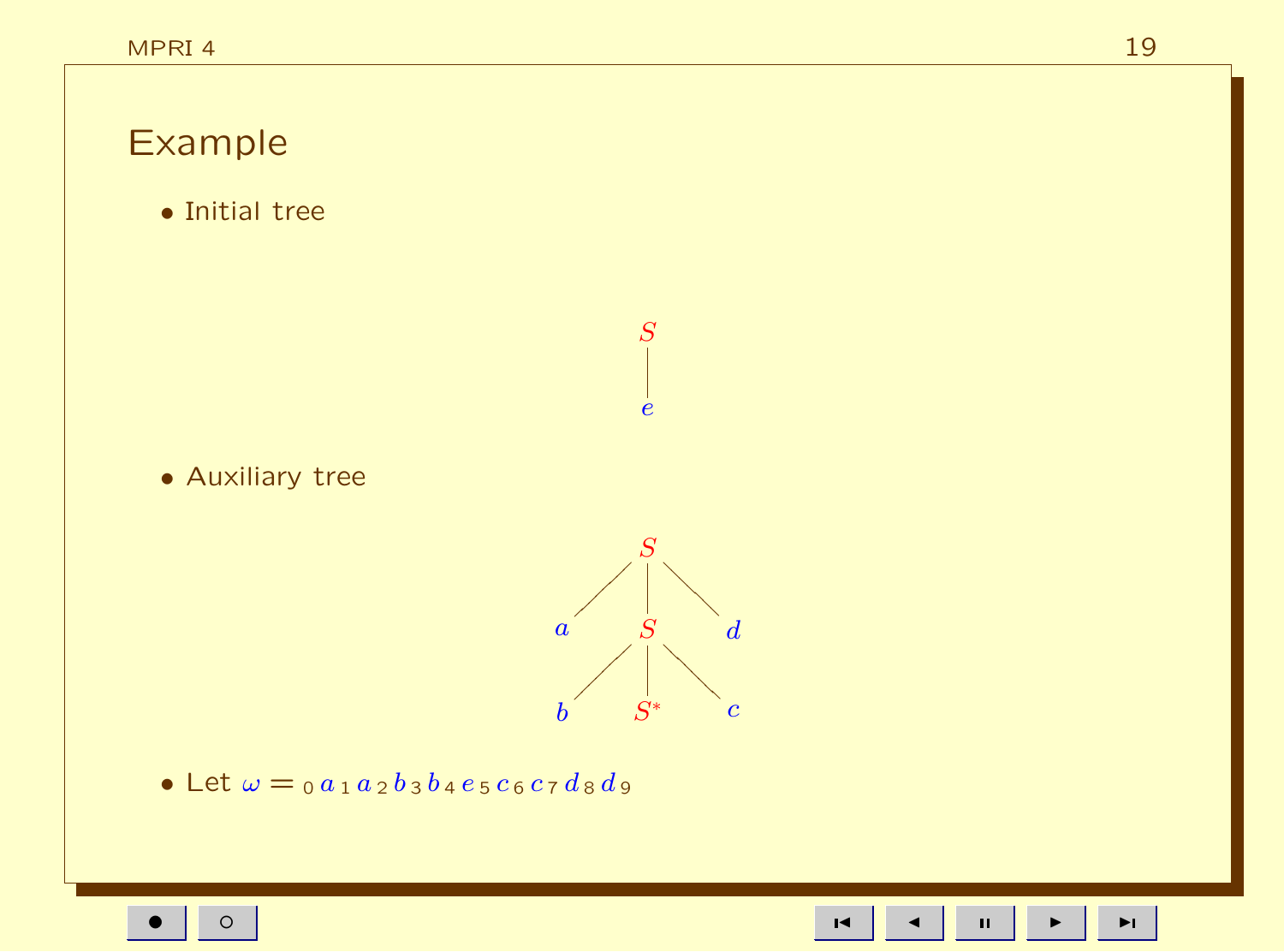# Example

- Initial tree

$$S \to e$$

- Auxiliary tree

$$S(a\ S(b\ S^*\ c)\ d)$$

- Let $\omega = {}_0\, a\, {}_1\, a\, {}_2\, b\, {}_3\, b\, {}_4\, e\, {}_5\, c\, {}_6\, c\, {}_7\, d\, {}_8\, d\, {}_9$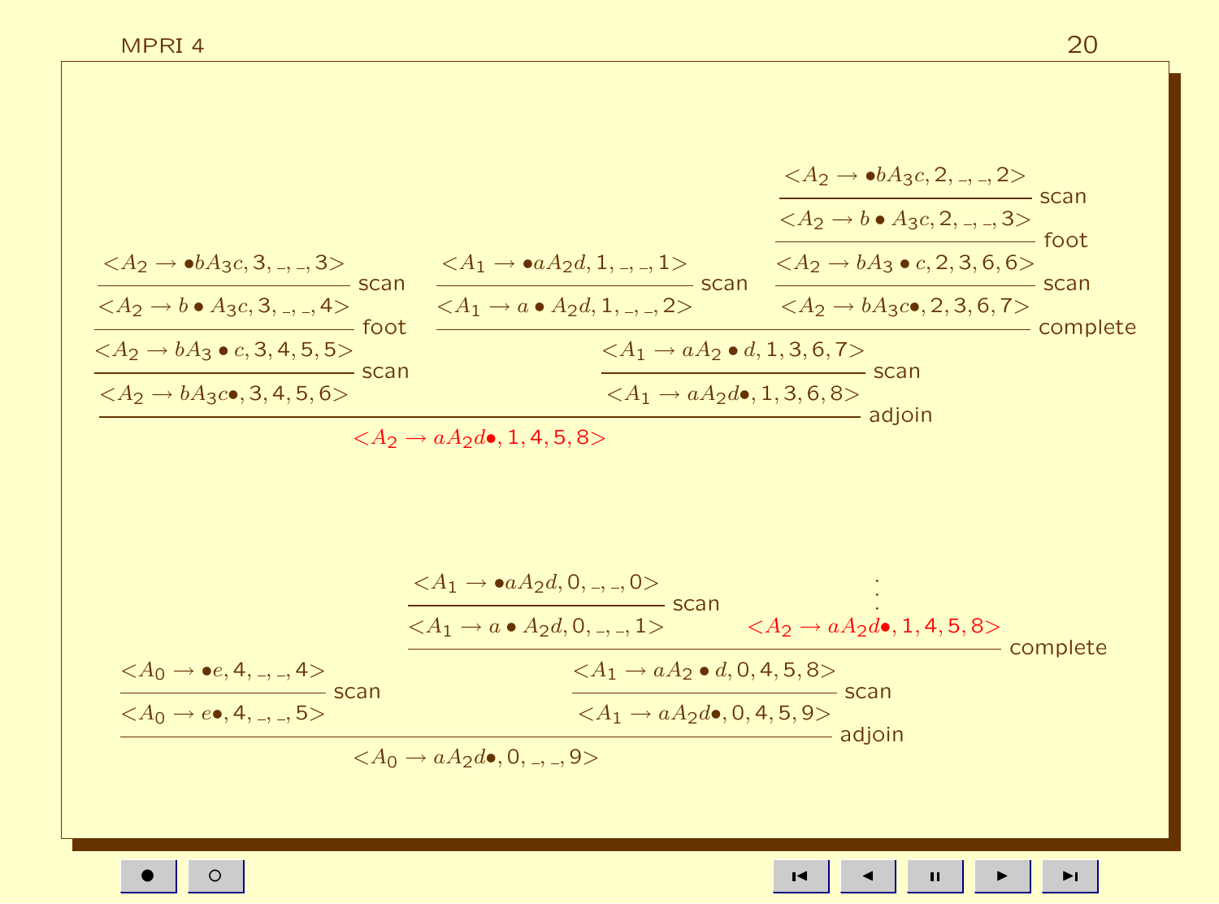$$
\dfrac{
\dfrac{\dfrac{\dfrac{\langle A_2 \to \bullet b A_3 c, 3, \_, \_, 3\rangle}{\langle A_2 \to b \bullet A_3 c, 3, \_, \_, 4\rangle}\,\text{scan}}{\langle A_2 \to b A_3 \bullet c, 3, 4, 5, 5\rangle}\,\text{foot}}{\langle A_2 \to b A_3 c \bullet, 3, 4, 5, 6\rangle}\,\text{scan}
\qquad
\dfrac{\dfrac{
\dfrac{\langle A_1 \to \bullet a A_2 d, 1, \_, \_, 1\rangle}{\langle A_1 \to a \bullet A_2 d, 1, \_, \_, 2\rangle}\,\text{scan}
\quad
\dfrac{\dfrac{\dfrac{\langle A_2 \to \bullet b A_3 c, 2, \_, \_, 2\rangle}{\langle A_2 \to b \bullet A_3 c, 2, \_, \_, 3\rangle}\,\text{scan}}{\langle A_2 \to b A_3 \bullet c, 2, 3, 6, 6\rangle}\,\text{foot}}{\langle A_2 \to b A_3 c \bullet, 2, 3, 6, 7\rangle}\,\text{scan}
}{\langle A_1 \to a A_2 \bullet d, 1, 3, 6, 7\rangle}\,\text{complete}}{\langle A_1 \to a A_2 d \bullet, 1, 3, 6, 8\rangle}\,\text{scan}
}{\color{red}{\langle A_2 \to a A_2 d \bullet, 1, 4, 5, 8\rangle}}\,\text{adjoin}
$$

$$
\dfrac{
\dfrac{\langle A_0 \to \bullet e, 4, \_, \_, 4\rangle}{\langle A_0 \to e \bullet, 4, \_, \_, 5\rangle}\,\text{scan}
\qquad
\dfrac{\dfrac{
\dfrac{\langle A_1 \to \bullet a A_2 d, 0, \_, \_, 0\rangle}{\langle A_1 \to a \bullet A_2 d, 0, \_, \_, 1\rangle}\,\text{scan}
\quad
\begin{array}{c}\vdots \\ \color{red}{\langle A_2 \to a A_2 d \bullet, 1, 4, 5, 8\rangle}\end{array}
}{\langle A_1 \to a A_2 \bullet d, 0, 4, 5, 8\rangle}\,\text{complete}}{\langle A_1 \to a A_2 d \bullet, 0, 4, 5, 9\rangle}\,\text{scan}
}{\langle A_0 \to a A_2 d \bullet, 0, \_, \_, 9\rangle}\,\text{adjoin}
$$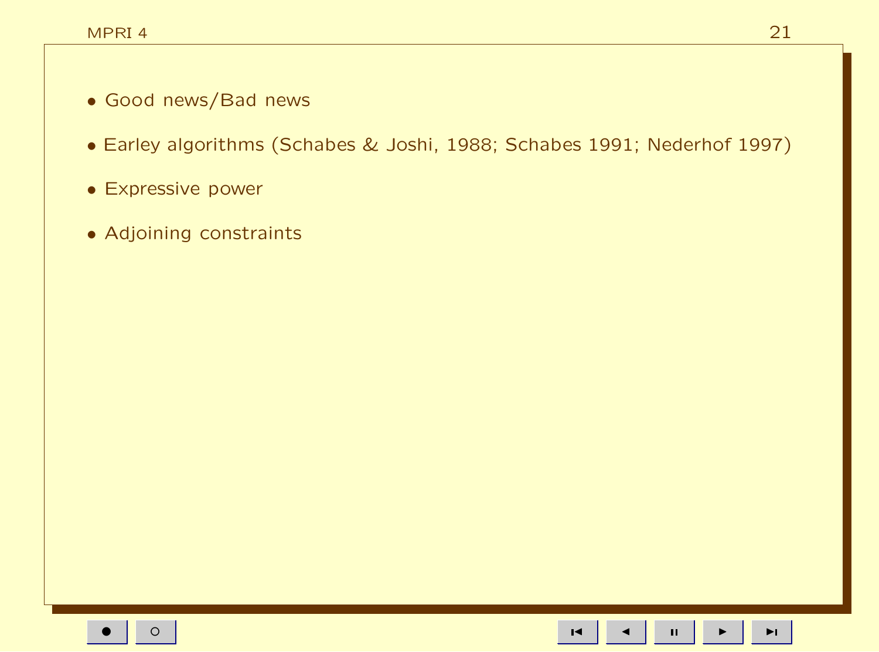- Good news/Bad news
- Earley algorithms (Schabes & Joshi, 1988; Schabes 1991; Nederhof 1997)
- Expressive power
- Adjoining constraints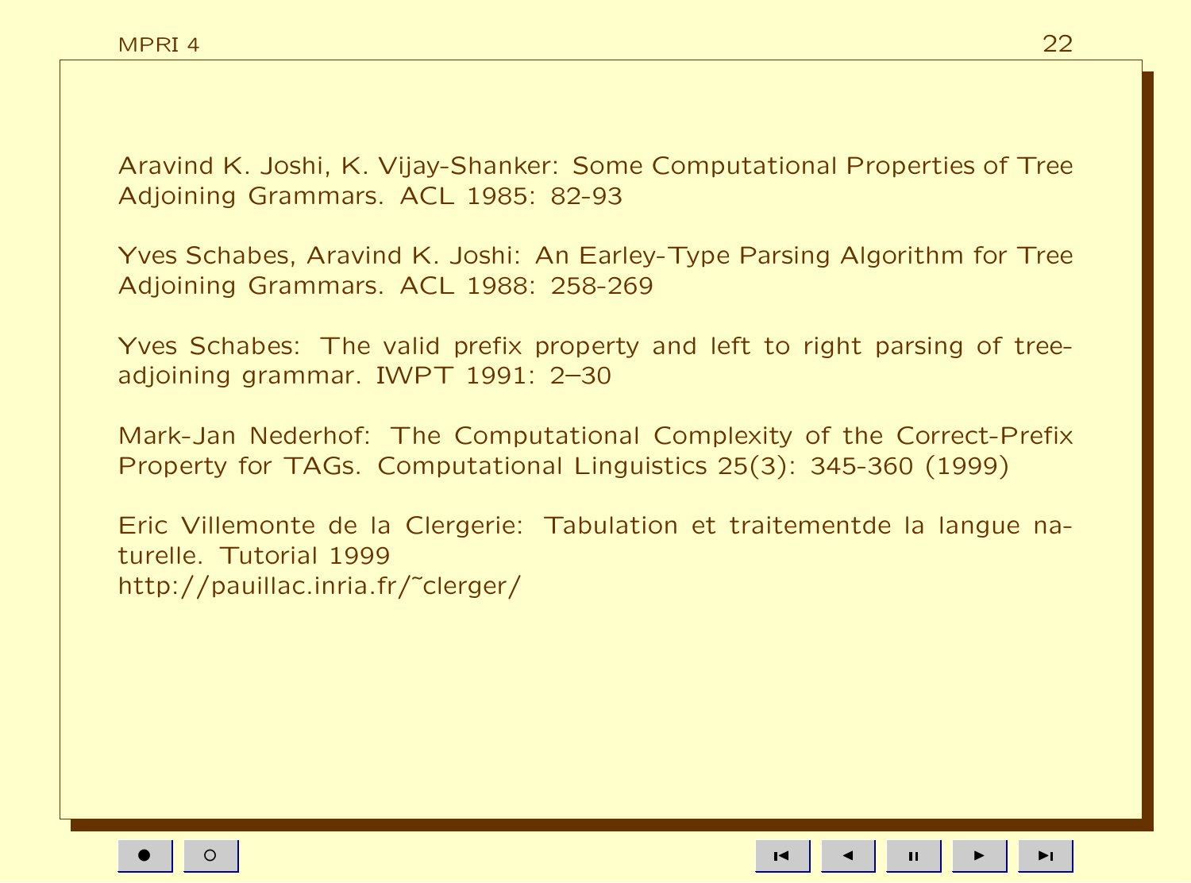Aravind K. Joshi, K. Vijay-Shanker: Some Computational Properties of Tree Adjoining Grammars. ACL 1985: 82-93

Yves Schabes, Aravind K. Joshi: An Earley-Type Parsing Algorithm for Tree Adjoining Grammars. ACL 1988: 258-269

Yves Schabes: The valid prefix property and left to right parsing of tree-adjoining grammar. IWPT 1991: 2–30

Mark-Jan Nederhof: The Computational Complexity of the Correct-Prefix Property for TAGs. Computational Linguistics 25(3): 345-360 (1999)

Eric Villemonte de la Clergerie: Tabulation et traitementde la langue naturelle. Tutorial 1999
http://pauillac.inria.fr/~clerger/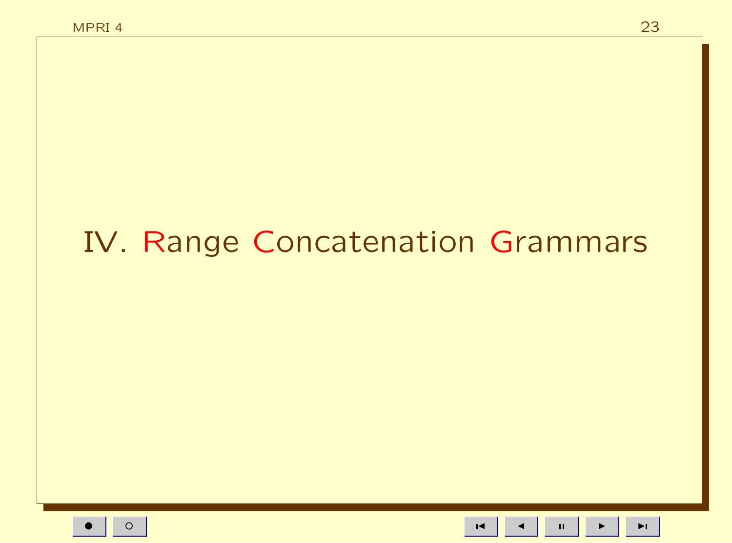# IV. Range Concatenation Grammars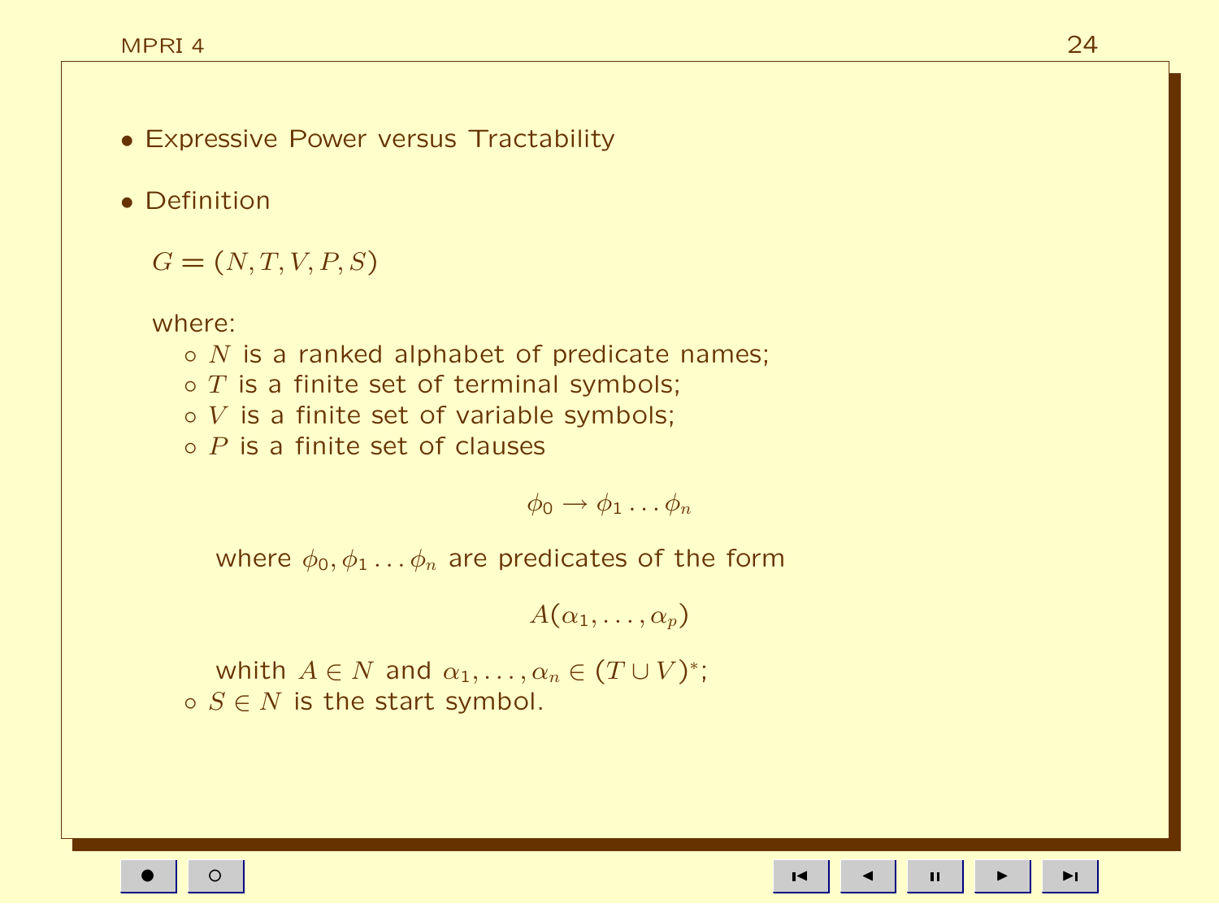- Expressive Power versus Tractability

- Definition

  $G = (N, T, V, P, S)$

  where:

  - $N$ is a ranked alphabet of predicate names;
  - $T$ is a finite set of terminal symbols;
  - $V$ is a finite set of variable symbols;
  - $P$ is a finite set of clauses

    $$\phi_0 \rightarrow \phi_1 \ldots \phi_n$$

    where $\phi_0, \phi_1 \ldots \phi_n$ are predicates of the form

    $$A(\alpha_1, \ldots, \alpha_p)$$

    whith $A \in N$ and $\alpha_1, \ldots, \alpha_n \in (T \cup V)^*$;
  - $S \in N$ is the start symbol.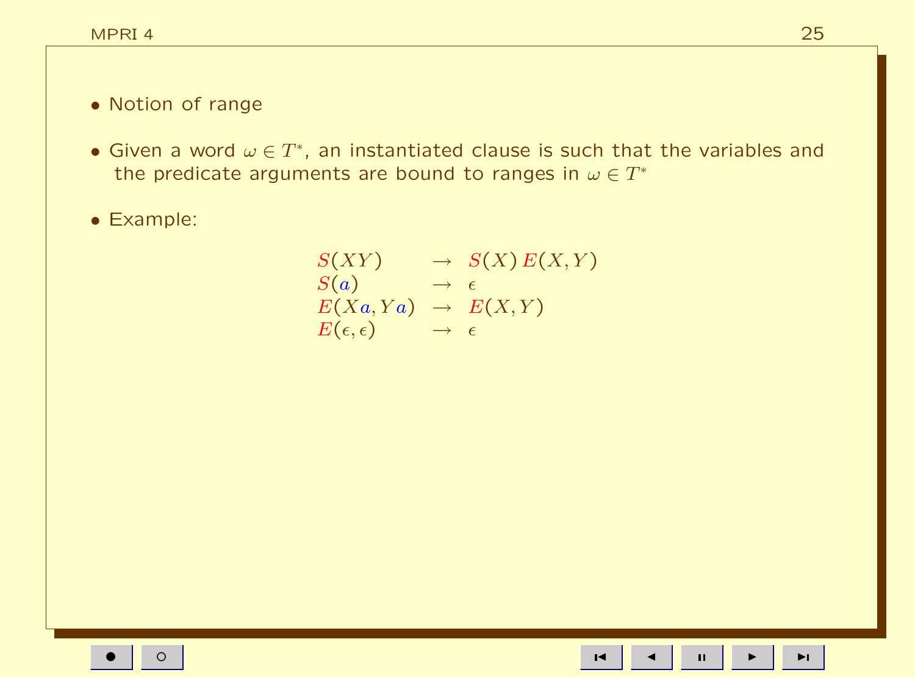- Notion of range
- Given a word $\omega \in T^*$, an instantiated clause is such that the variables and the predicate arguments are bound to ranges in $\omega \in T^*$
- Example:

$$
\begin{array}{lcl}
S(XY) & \rightarrow & S(X)\,E(X,Y) \\
S(a) & \rightarrow & \epsilon \\
E(Xa, Ya) & \rightarrow & E(X,Y) \\
E(\epsilon,\epsilon) & \rightarrow & \epsilon
\end{array}
$$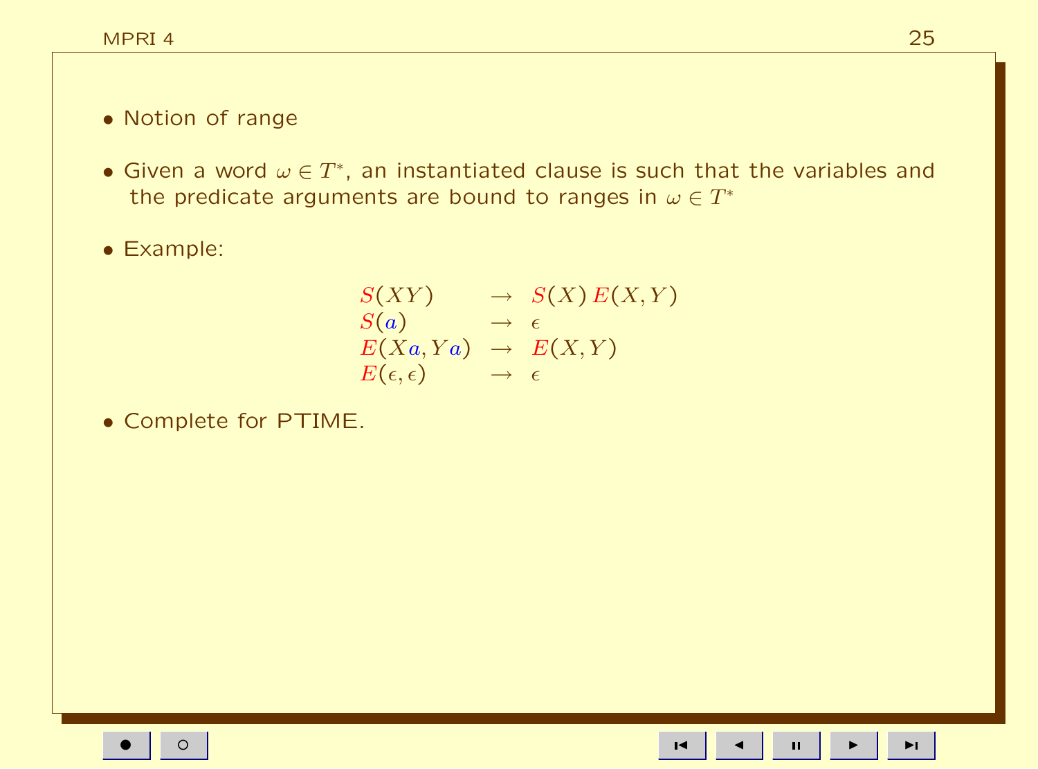- Notion of range
- Given a word $\omega \in T^*$, an instantiated clause is such that the variables and the predicate arguments are bound to ranges in $\omega \in T^*$
- Example:

$$
\begin{array}{lcl}
S(XY) & \rightarrow & S(X)\,E(X,Y) \\
S(a) & \rightarrow & \epsilon \\
E(Xa, Ya) & \rightarrow & E(X,Y) \\
E(\epsilon,\epsilon) & \rightarrow & \epsilon
\end{array}
$$

- Complete for PTIME.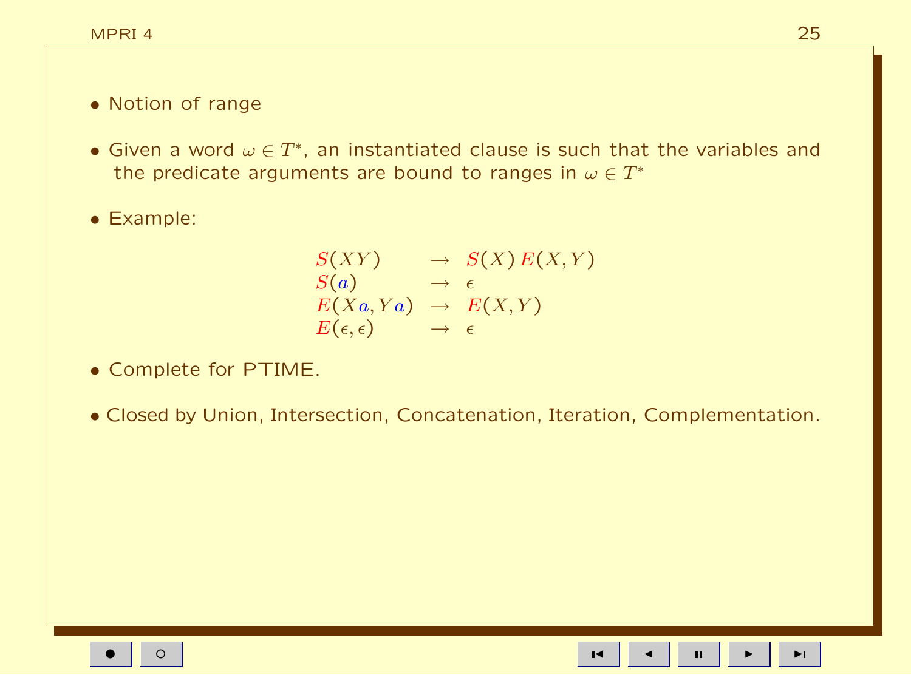- Notion of range

- Given a word $\omega \in T^*$, an instantiated clause is such that the variables and the predicate arguments are bound to ranges in $\omega \in T^*$

- Example:

$$
\begin{array}{lcl}
S(XY) & \rightarrow & S(X)\, E(X, Y) \\
S(a) & \rightarrow & \epsilon \\
E(Xa, Ya) & \rightarrow & E(X, Y) \\
E(\epsilon, \epsilon) & \rightarrow & \epsilon
\end{array}
$$

- Complete for PTIME.

- Closed by Union, Intersection, Concatenation, Iteration, Complementation.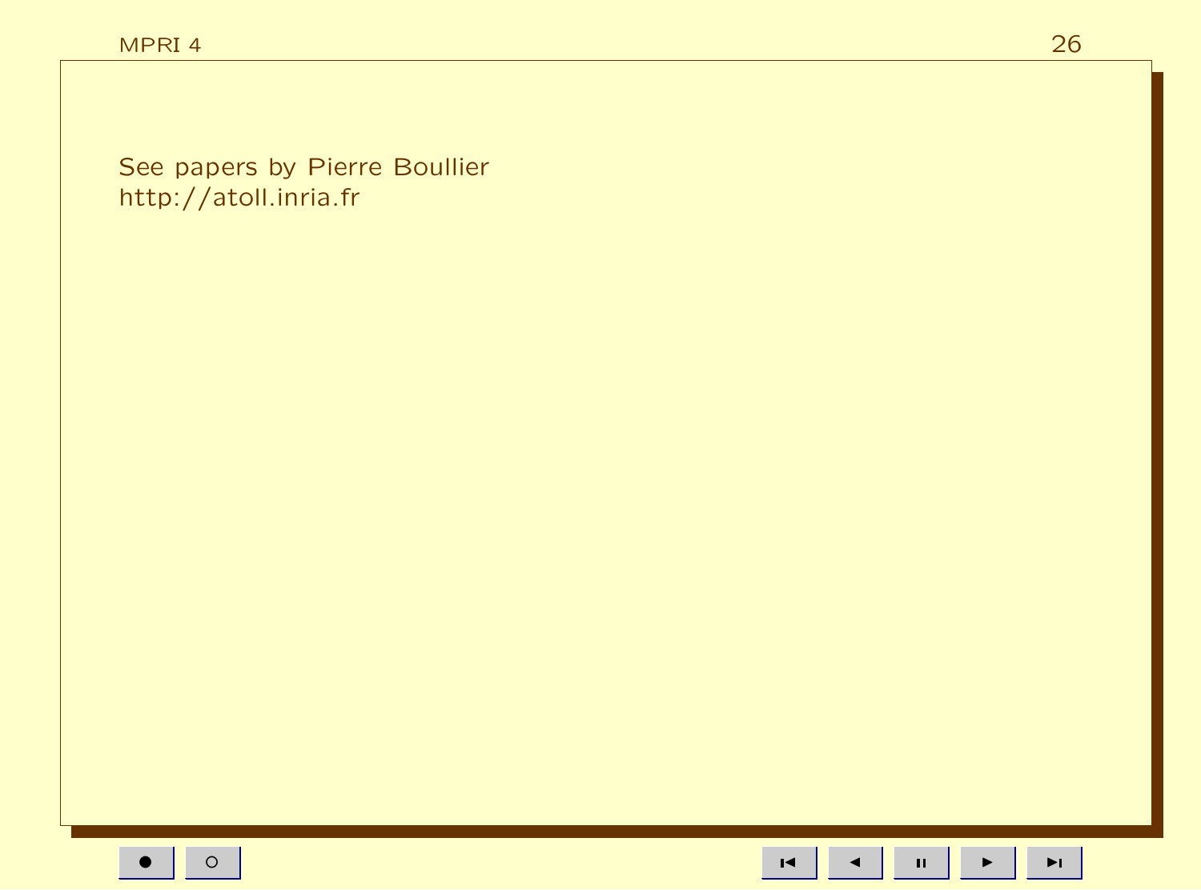See papers by Pierre Boullier
http://atoll.inria.fr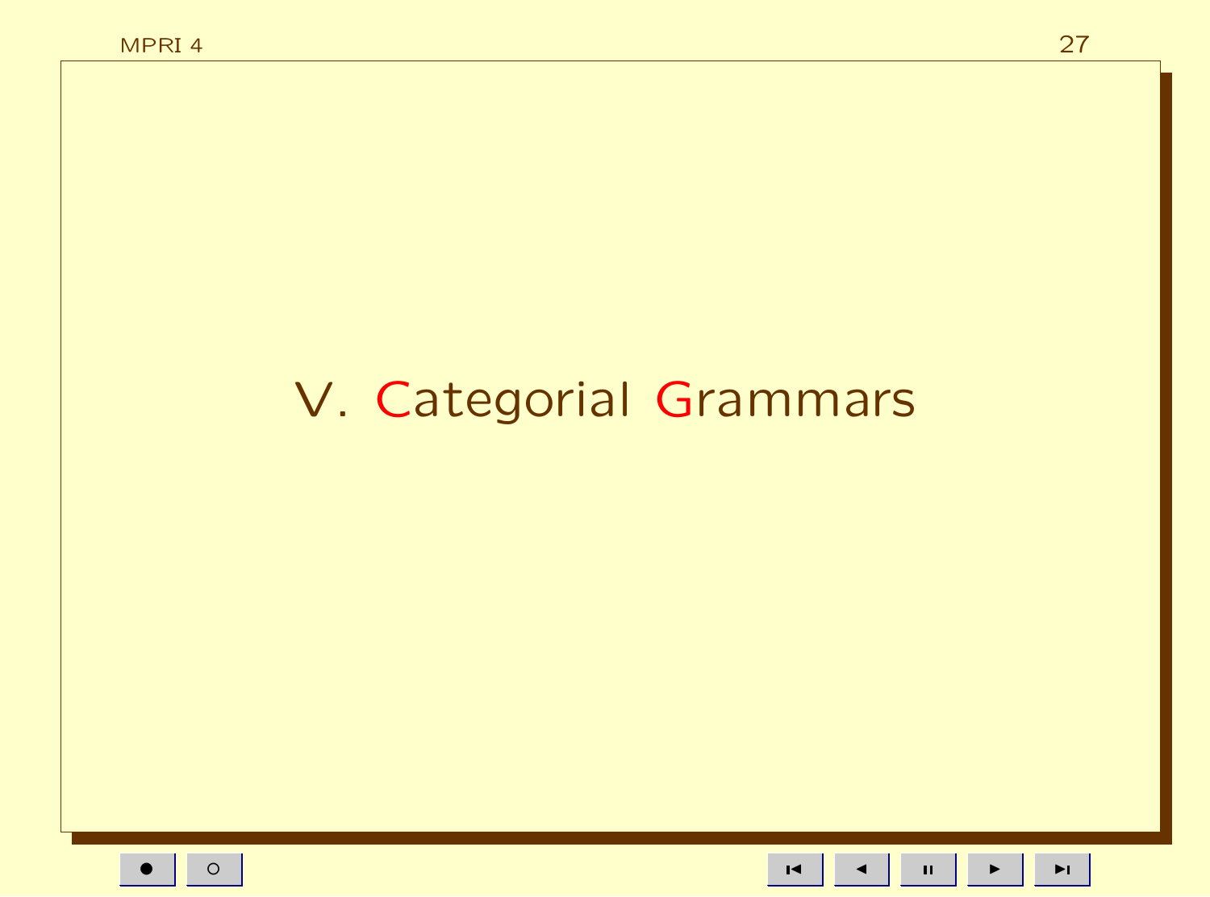# V. Categorial Grammars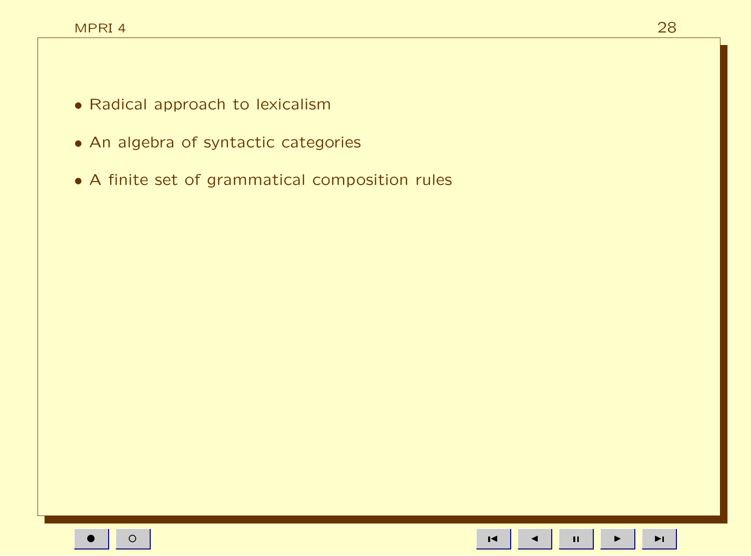- Radical approach to lexicalism
- An algebra of syntactic categories
- A finite set of grammatical composition rules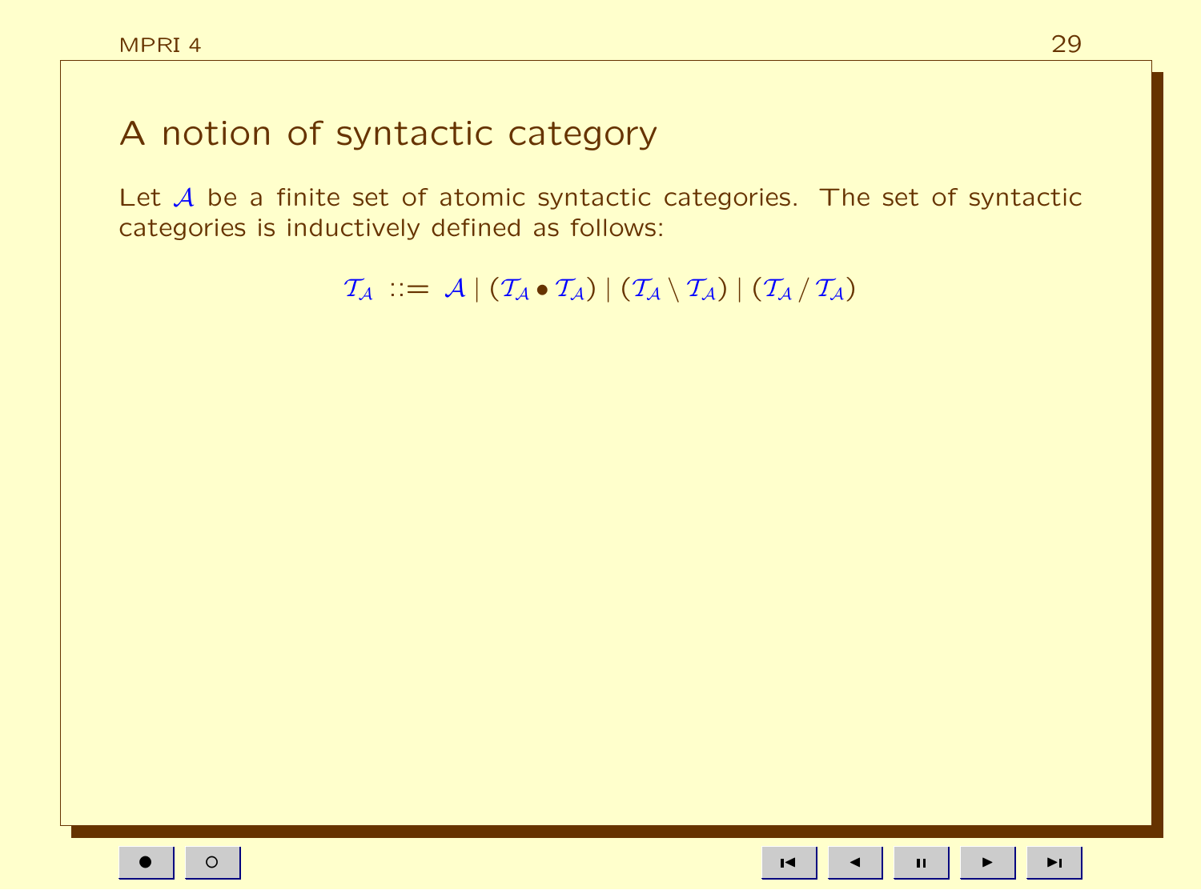# A notion of syntactic category

Let $\mathcal{A}$ be a finite set of atomic syntactic categories. The set of syntactic categories is inductively defined as follows:

$$\mathcal{T}_{\mathcal{A}} \ ::= \ \mathcal{A} \mid (\mathcal{T}_{\mathcal{A}} \bullet \mathcal{T}_{\mathcal{A}}) \mid (\mathcal{T}_{\mathcal{A}} \setminus \mathcal{T}_{\mathcal{A}}) \mid (\mathcal{T}_{\mathcal{A}} \, / \, \mathcal{T}_{\mathcal{A}})$$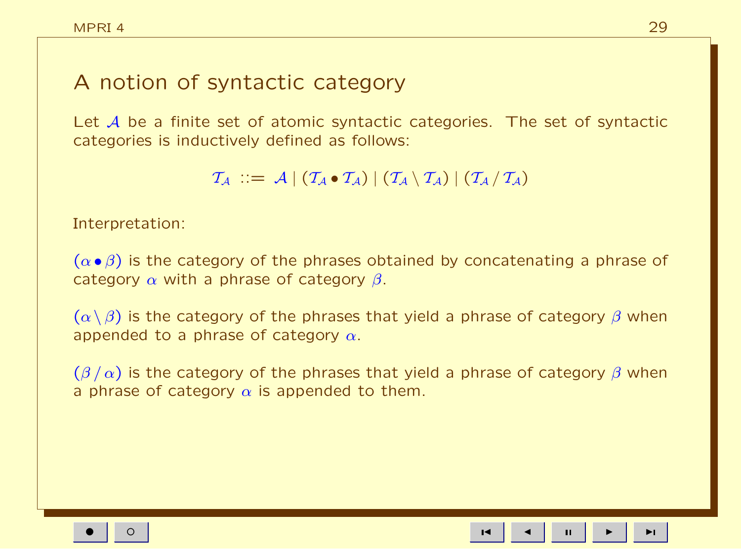# A notion of syntactic category

Let $\mathcal{A}$ be a finite set of atomic syntactic categories. The set of syntactic categories is inductively defined as follows:

$$\mathcal{T}_{\mathcal{A}} ::= \mathcal{A} \mid (\mathcal{T}_{\mathcal{A}} \bullet \mathcal{T}_{\mathcal{A}}) \mid (\mathcal{T}_{\mathcal{A}} \setminus \mathcal{T}_{\mathcal{A}}) \mid (\mathcal{T}_{\mathcal{A}} \,/\, \mathcal{T}_{\mathcal{A}})$$

Interpretation:

$(\alpha \bullet \beta)$ is the category of the phrases obtained by concatenating a phrase of category $\alpha$ with a phrase of category $\beta$.

$(\alpha \setminus \beta)$ is the category of the phrases that yield a phrase of category $\beta$ when appended to a phrase of category $\alpha$.

$(\beta \,/\, \alpha)$ is the category of the phrases that yield a phrase of category $\beta$ when a phrase of category $\alpha$ is appended to them.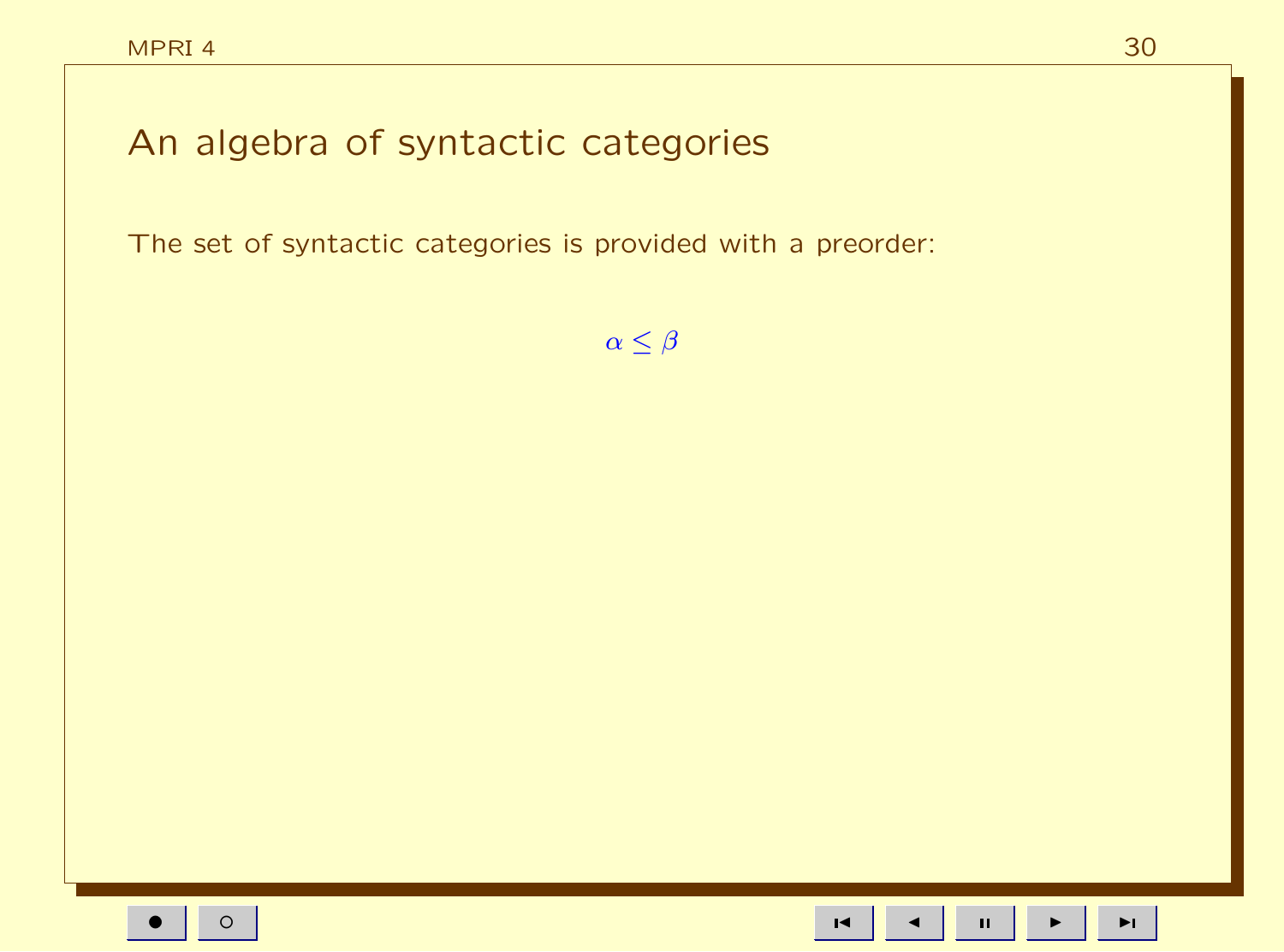# An algebra of syntactic categories

The set of syntactic categories is provided with a preorder:

$$\alpha \leq \beta$$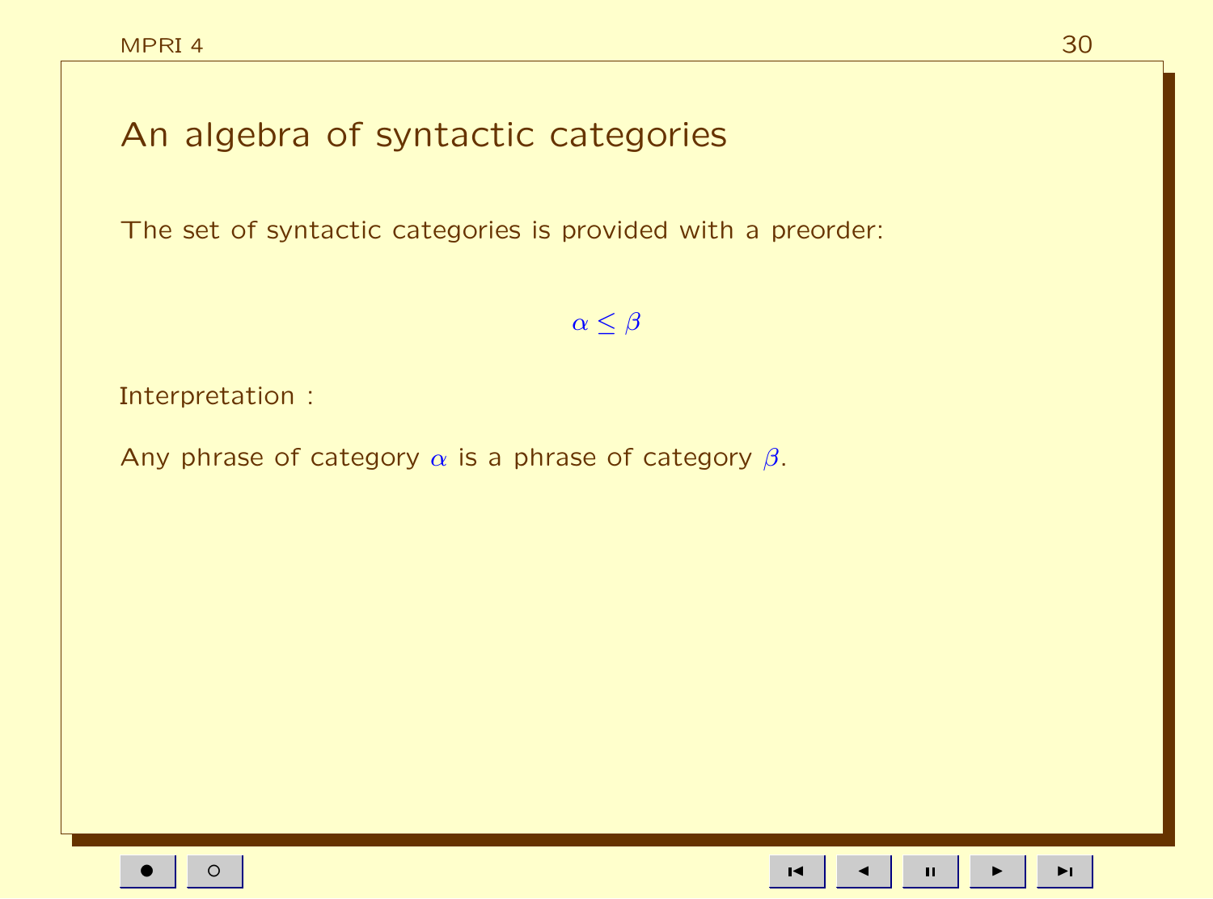# An algebra of syntactic categories

The set of syntactic categories is provided with a preorder:

$$\alpha \leq \beta$$

Interpretation :

Any phrase of category $\alpha$ is a phrase of category $\beta$.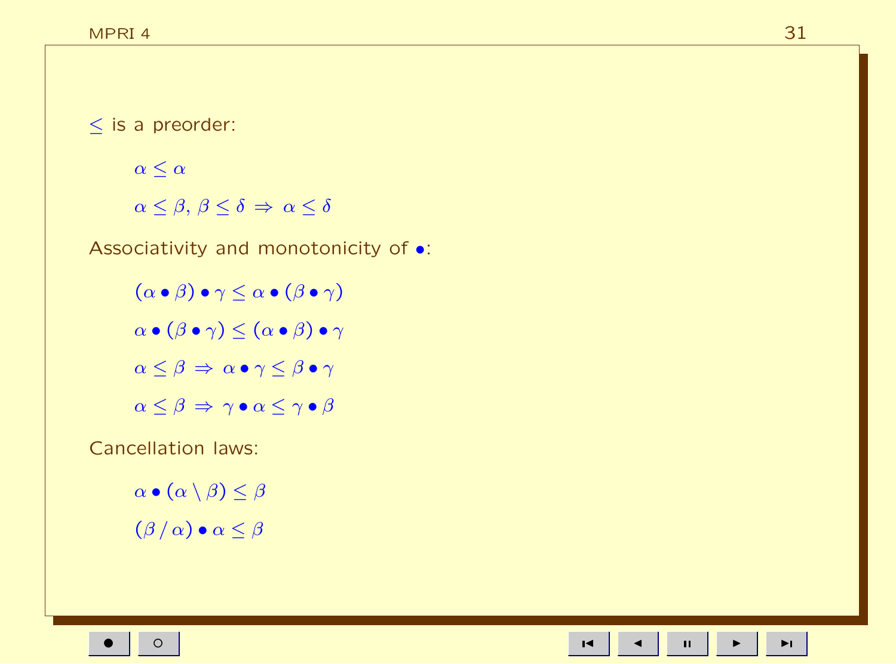$\leq$ is a preorder:

$$\alpha \leq \alpha$$

$$\alpha \leq \beta,\ \beta \leq \delta \ \Rightarrow\ \alpha \leq \delta$$

Associativity and monotonicity of $\bullet$:

$$(\alpha \bullet \beta) \bullet \gamma \leq \alpha \bullet (\beta \bullet \gamma)$$

$$\alpha \bullet (\beta \bullet \gamma) \leq (\alpha \bullet \beta) \bullet \gamma$$

$$\alpha \leq \beta \ \Rightarrow\ \alpha \bullet \gamma \leq \beta \bullet \gamma$$

$$\alpha \leq \beta \ \Rightarrow\ \gamma \bullet \alpha \leq \gamma \bullet \beta$$

Cancellation laws:

$$\alpha \bullet (\alpha \setminus \beta) \leq \beta$$

$$(\beta \,/\, \alpha) \bullet \alpha \leq \beta$$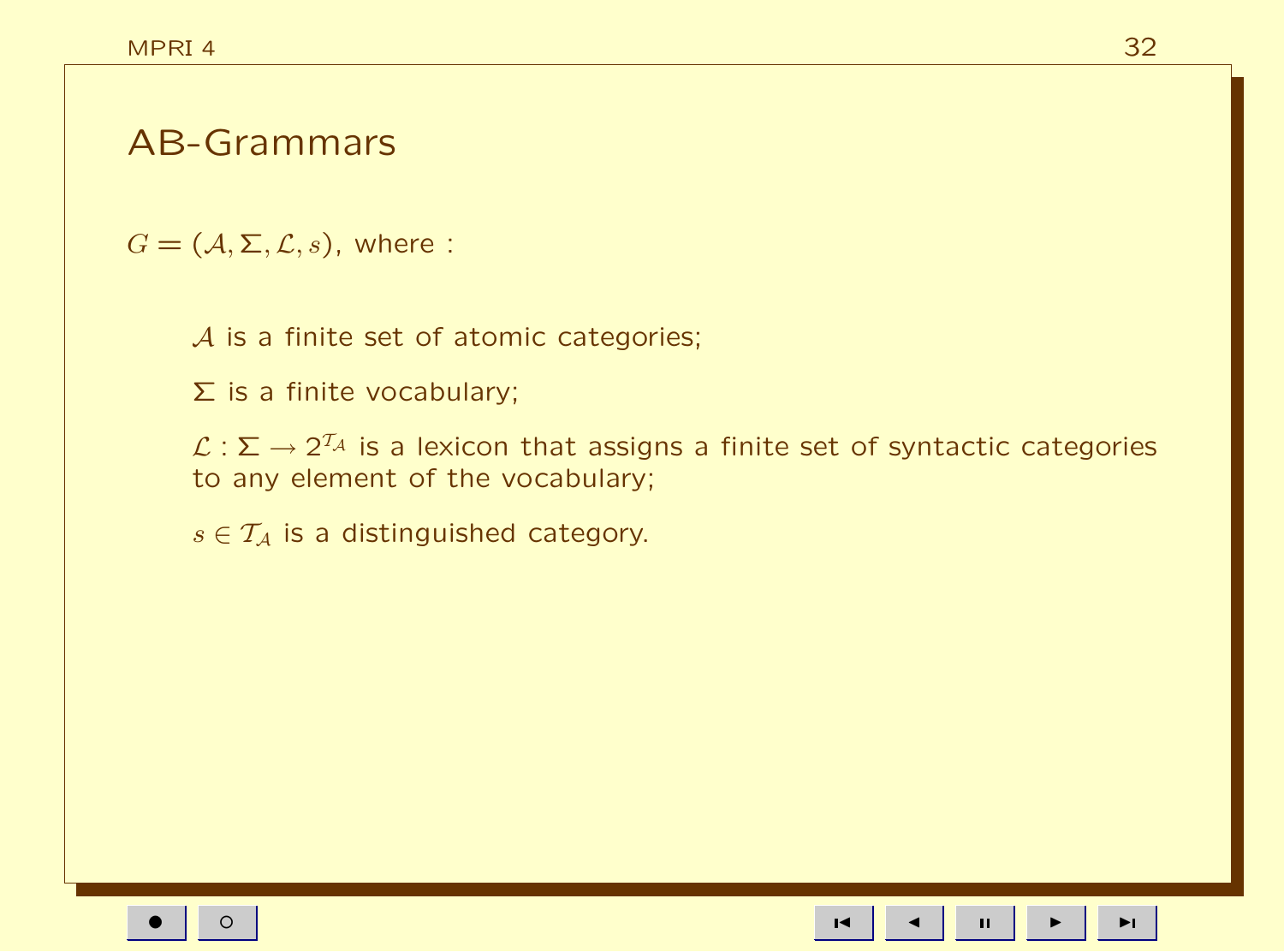# AB-Grammars

$G = (\mathcal{A}, \Sigma, \mathcal{L}, s)$, where :

$\mathcal{A}$ is a finite set of atomic categories;

$\Sigma$ is a finite vocabulary;

$\mathcal{L} : \Sigma \to 2^{\mathcal{T}_{\mathcal{A}}}$ is a lexicon that assigns a finite set of syntactic categories to any element of the vocabulary;

$s \in \mathcal{T}_{\mathcal{A}}$ is a distinguished category.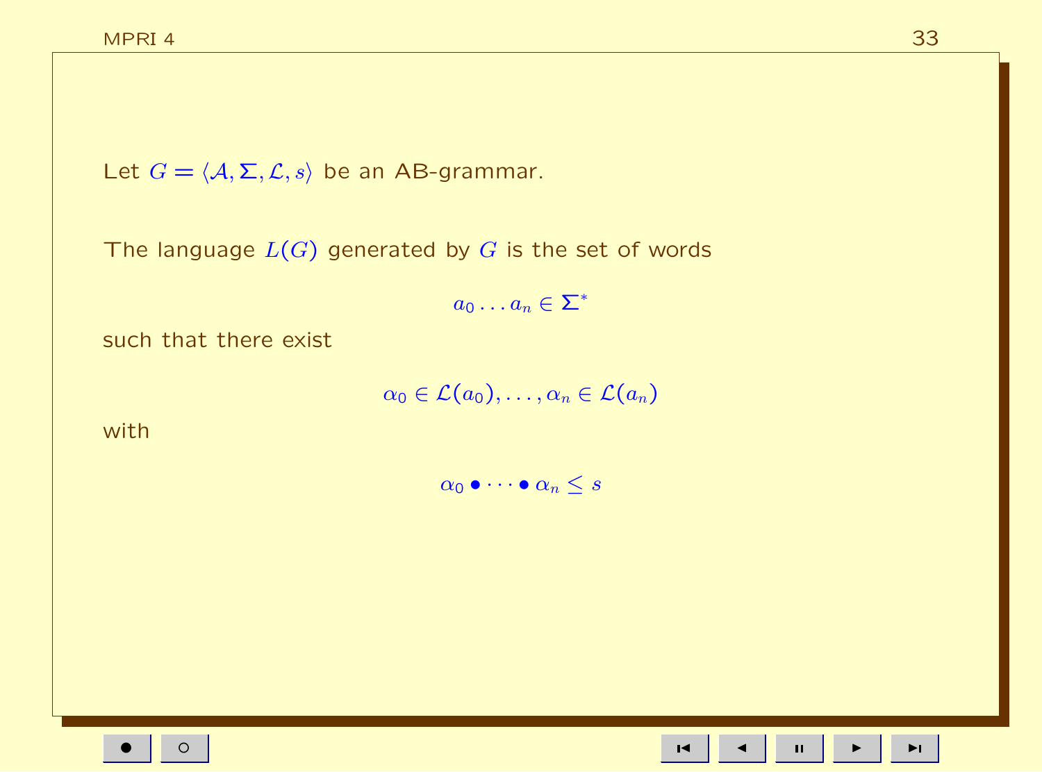Let $G = \langle \mathcal{A}, \Sigma, \mathcal{L}, s \rangle$ be an AB-grammar.

The language $L(G)$ generated by $G$ is the set of words

$$a_0 \ldots a_n \in \Sigma^*$$

such that there exist

$$\alpha_0 \in \mathcal{L}(a_0), \ldots, \alpha_n \in \mathcal{L}(a_n)$$

with

$$\alpha_0 \bullet \cdots \bullet \alpha_n \leq s$$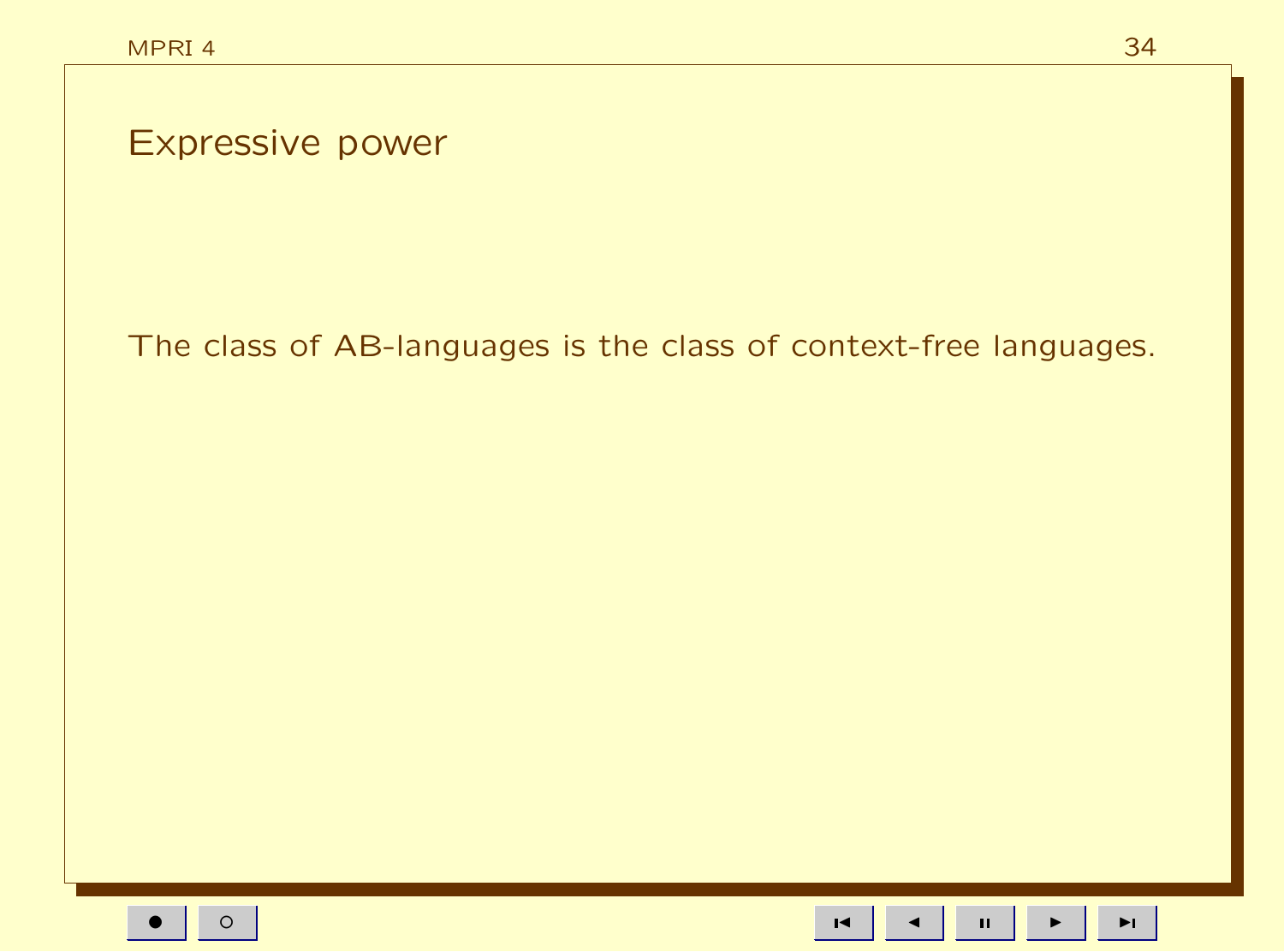## Expressive power

The class of AB-languages is the class of context-free languages.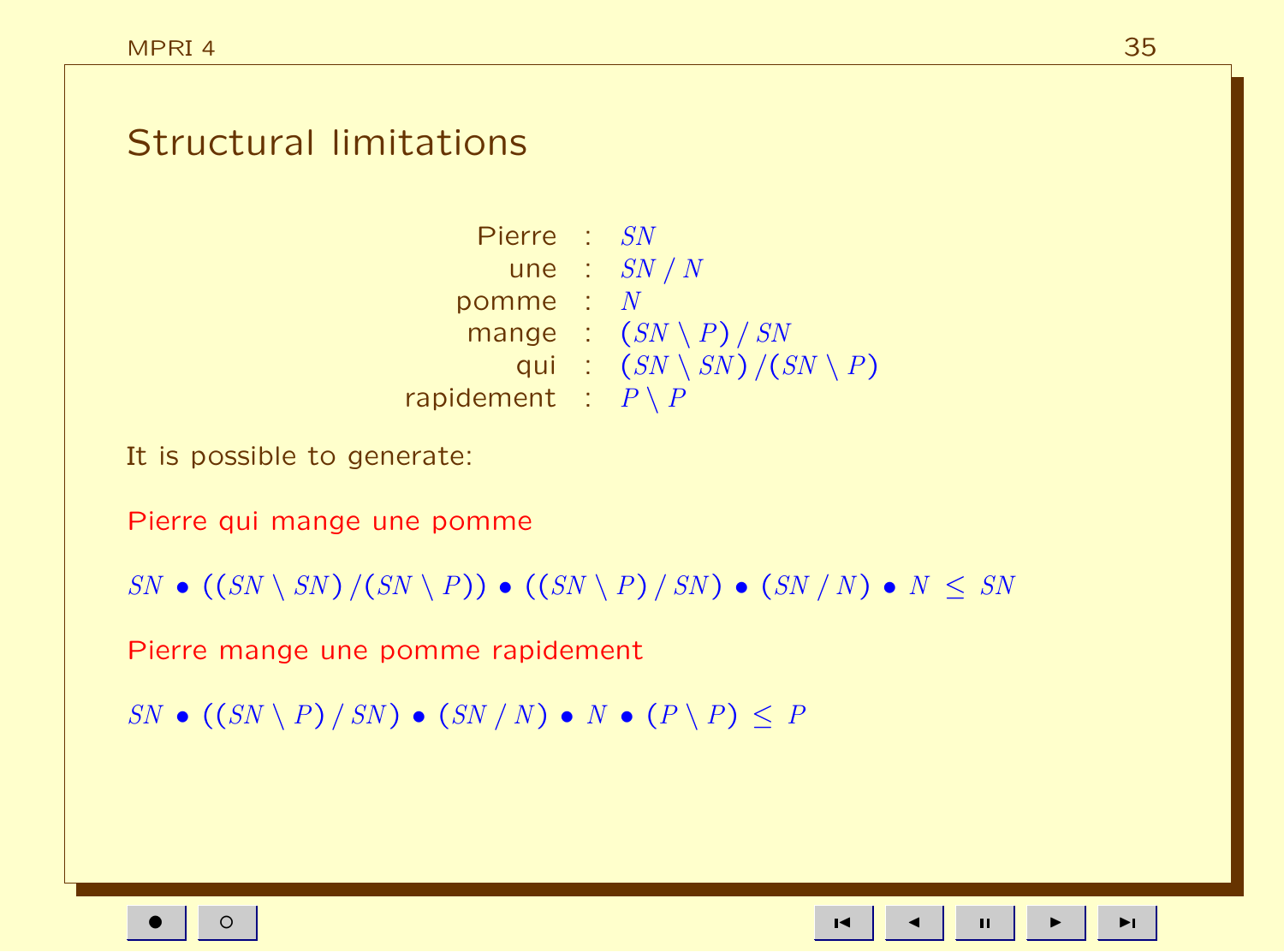# Structural limitations

| | | |
|---:|---|---|
| Pierre | : | $SN$ |
| une | : | $SN\,/\,N$ |
| pomme | : | $N$ |
| mange | : | $(SN \setminus P)\,/\,SN$ |
| qui | : | $(SN \setminus SN)\,/(SN \setminus P)$ |
| rapidement | : | $P \setminus P$ |

It is possible to generate:

Pierre qui mange une pomme

$$SN \bullet ((SN \setminus SN)\,/(SN \setminus P)) \bullet ((SN \setminus P)\,/\,SN) \bullet (SN\,/\,N) \bullet N \leq SN$$

Pierre mange une pomme rapidement

$$SN \bullet ((SN \setminus P)\,/\,SN) \bullet (SN\,/\,N) \bullet N \bullet (P \setminus P) \leq P$$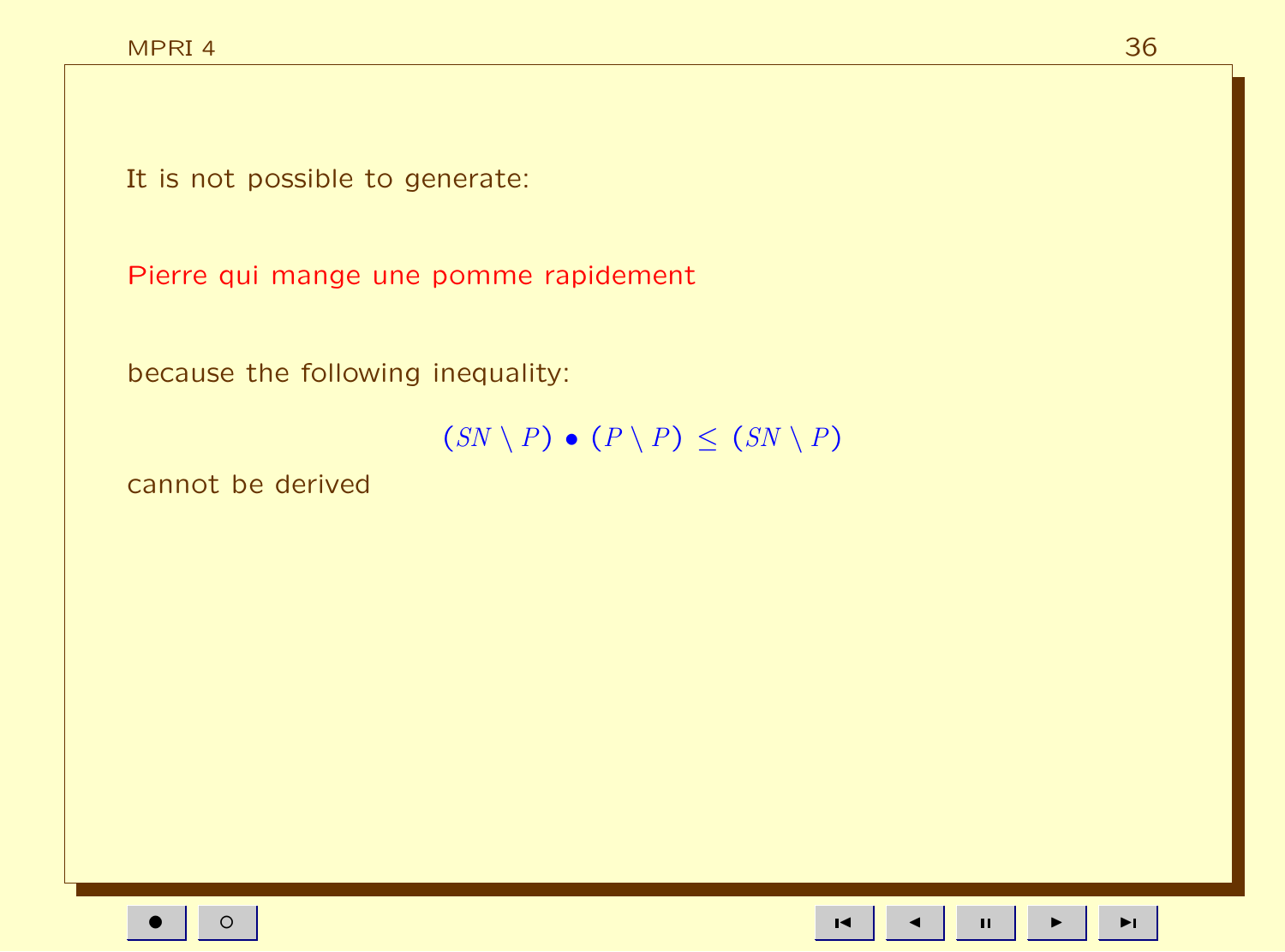It is not possible to generate:

Pierre qui mange une pomme rapidement

because the following inequality:

$$(SN \setminus P) \bullet (P \setminus P) \leq (SN \setminus P)$$

cannot be derived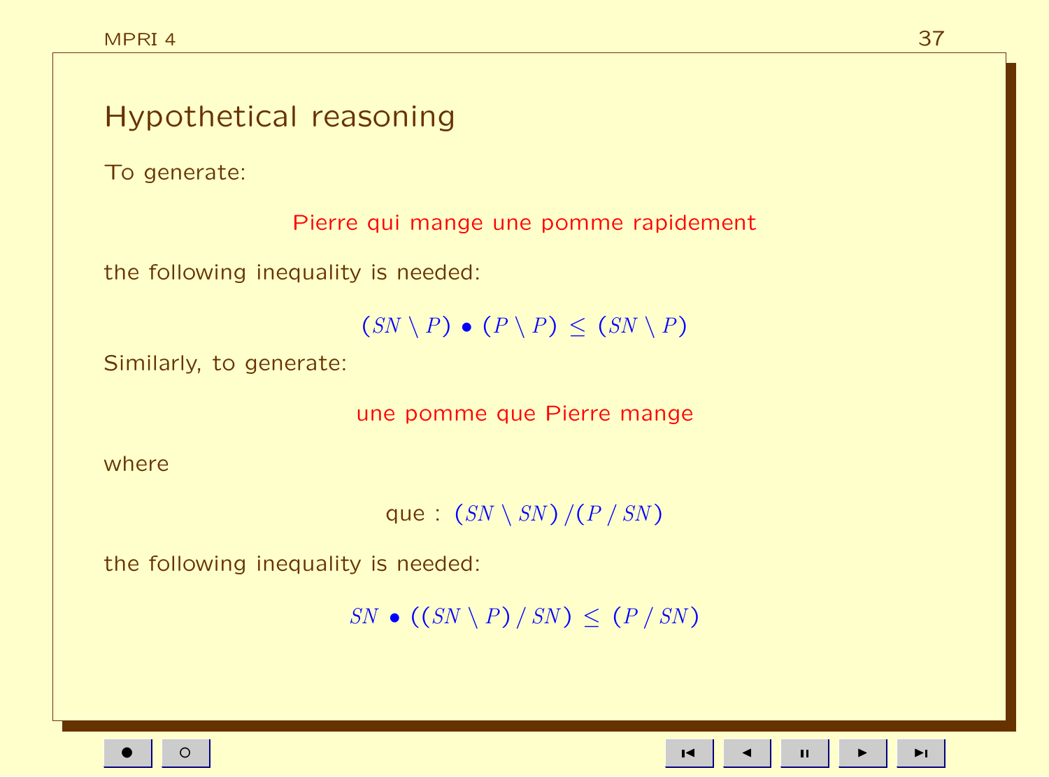# Hypothetical reasoning

To generate:

Pierre qui mange une pomme rapidement

the following inequality is needed:

$$(SN \setminus P) \bullet (P \setminus P) \leq (SN \setminus P)$$

Similarly, to generate:

une pomme que Pierre mange

where

que : $(SN \setminus SN) / (P \,/\, SN)$

the following inequality is needed:

$$SN \bullet ((SN \setminus P) \,/\, SN) \leq (P \,/\, SN)$$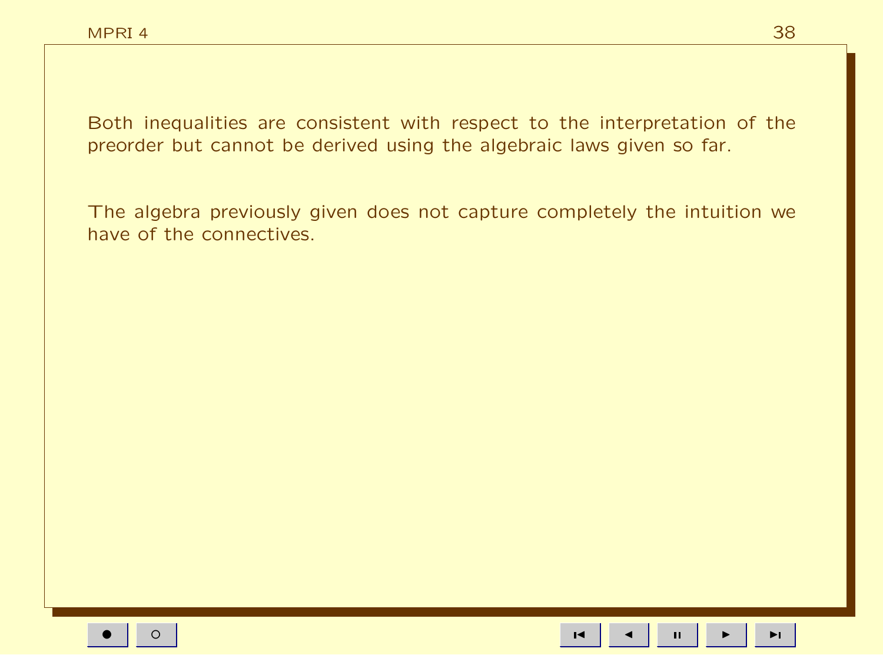Both inequalities are consistent with respect to the interpretation of the preorder but cannot be derived using the algebraic laws given so far.

The algebra previously given does not capture completely the intuition we have of the connectives.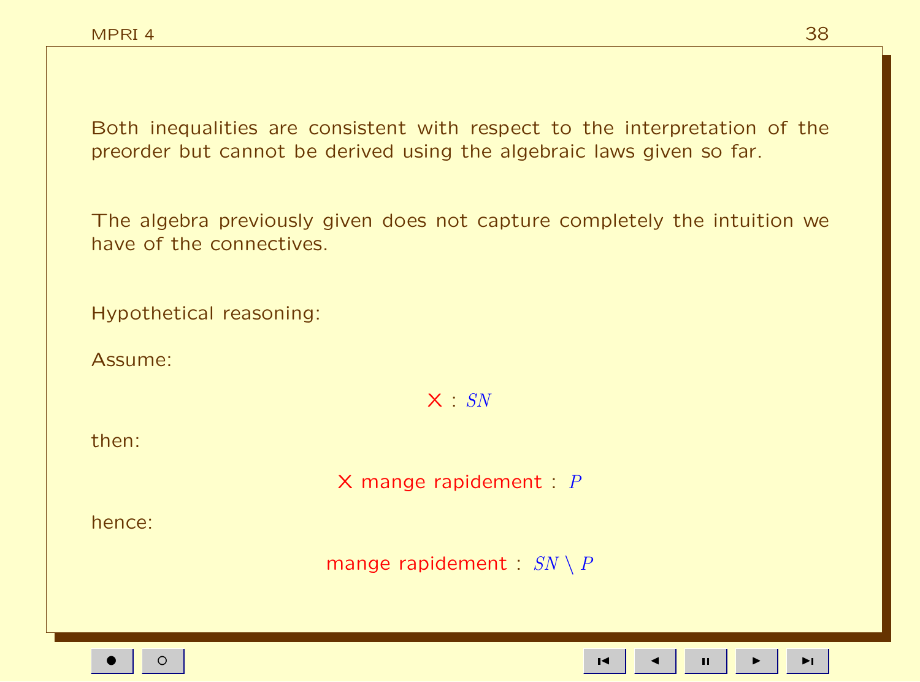Both inequalities are consistent with respect to the interpretation of the preorder but cannot be derived using the algebraic laws given so far.

The algebra previously given does not capture completely the intuition we have of the connectives.

Hypothetical reasoning:

Assume:

$$\text{X} : SN$$

then:

$$\text{X mange rapidement} : P$$

hence:

$$\text{mange rapidement} : SN \setminus P$$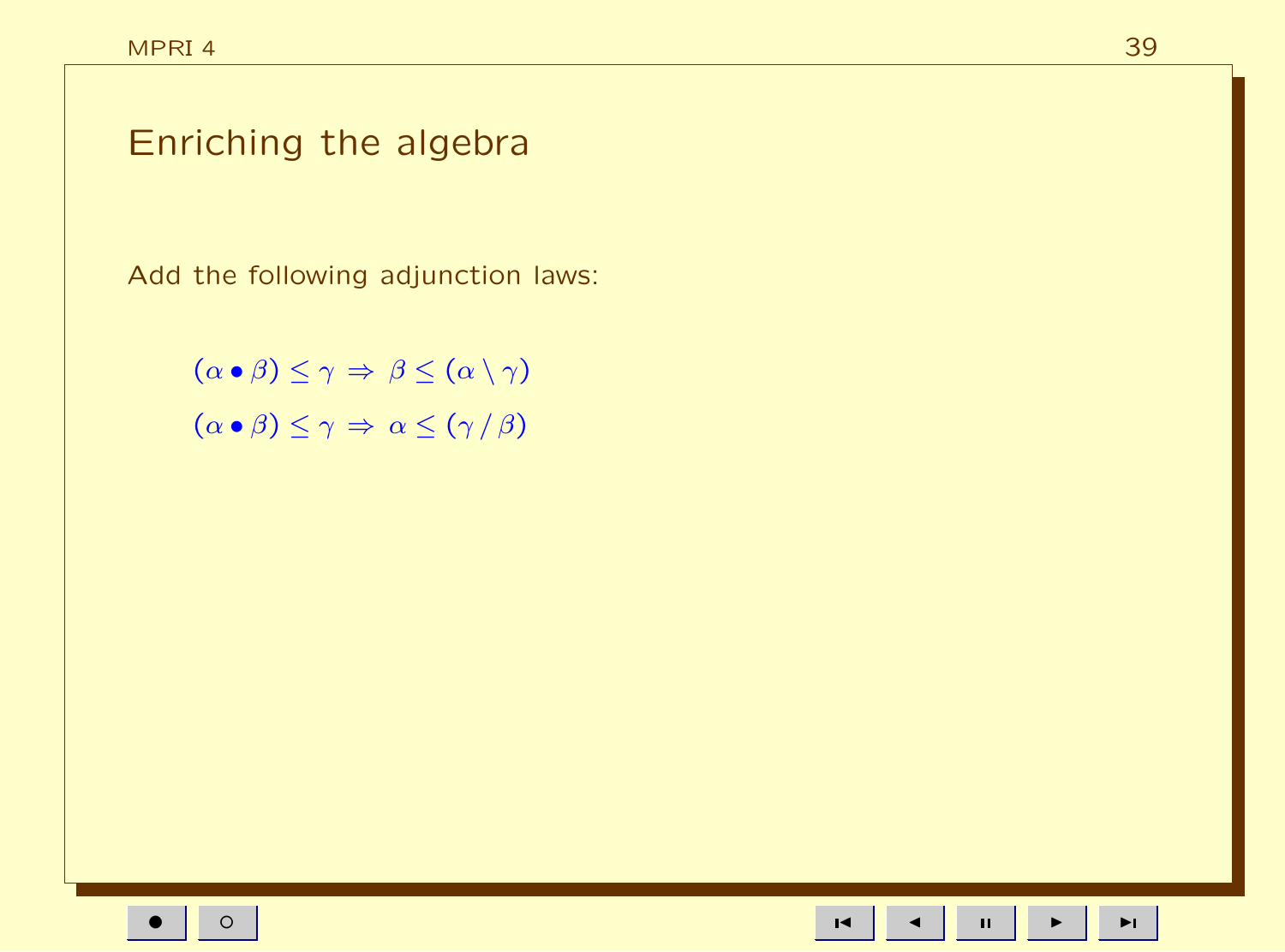# Enriching the algebra

Add the following adjunction laws:

$$(\alpha \bullet \beta) \leq \gamma \Rightarrow \beta \leq (\alpha \setminus \gamma)$$

$$(\alpha \bullet \beta) \leq \gamma \Rightarrow \alpha \leq (\gamma \,/\, \beta)$$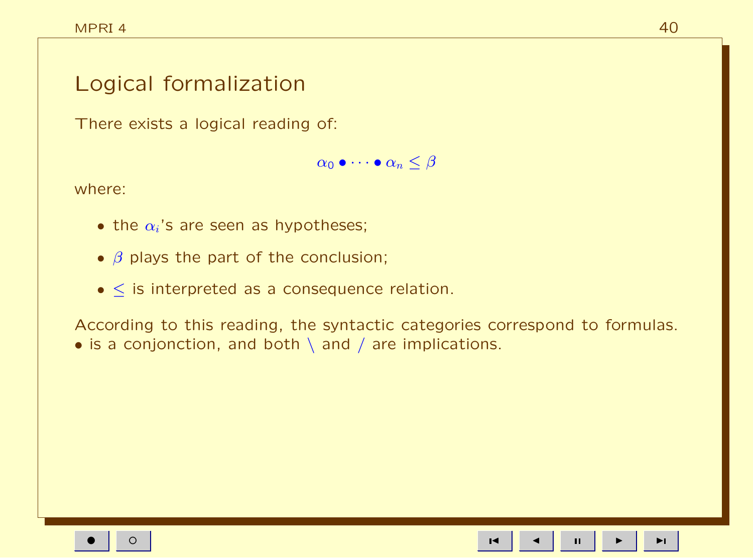# Logical formalization

There exists a logical reading of:

$$\alpha_0 \bullet \cdots \bullet \alpha_n \leq \beta$$

where:

- the $\alpha_i$'s are seen as hypotheses;
- $\beta$ plays the part of the conclusion;
- $\leq$ is interpreted as a consequence relation.

According to this reading, the syntactic categories correspond to formulas. $\bullet$ is a conjonction, and both $\backslash$ and $/$ are implications.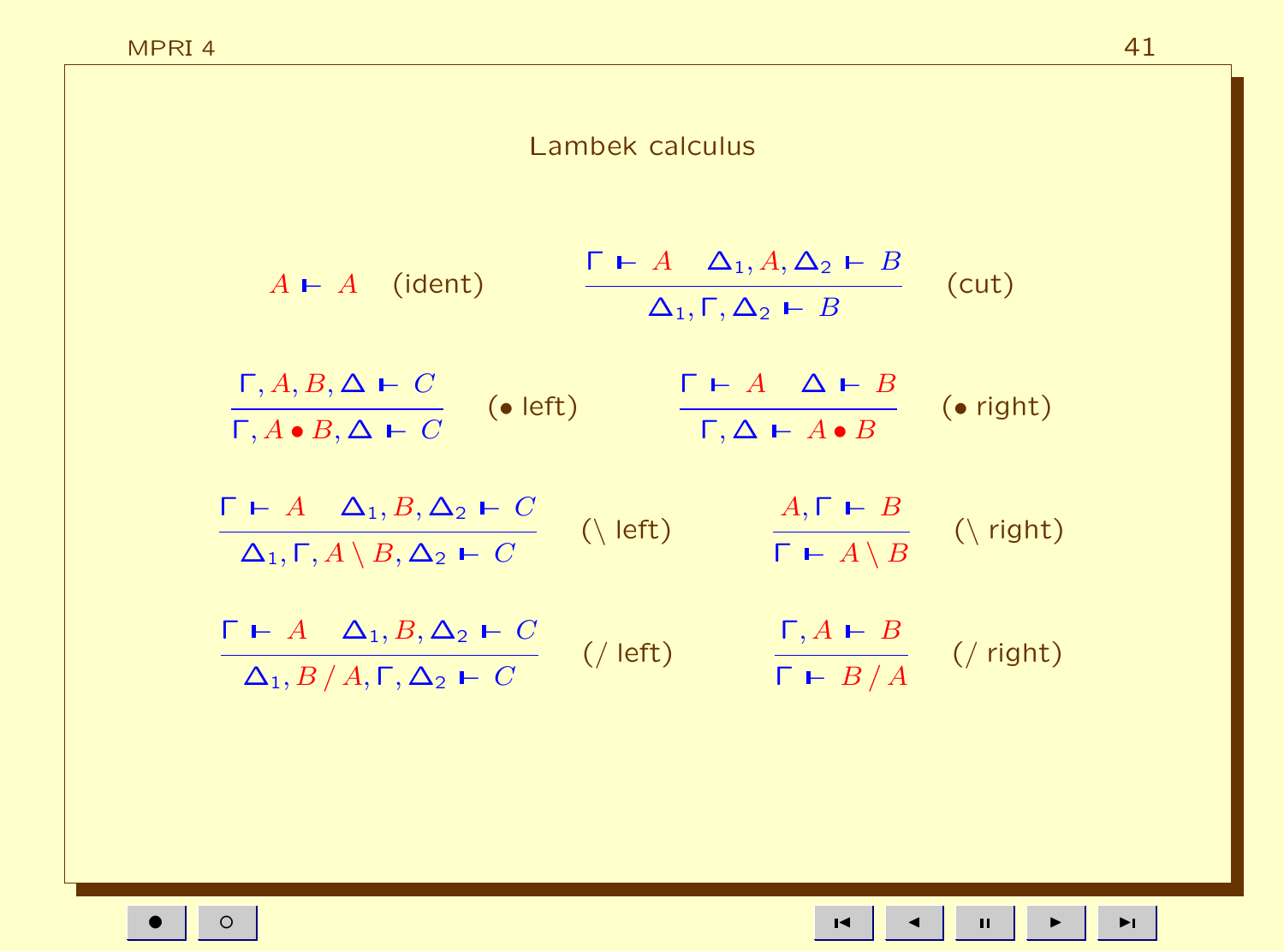# Lambek calculus

$$A \vdash A \quad \text{(ident)} \qquad\qquad \frac{\Gamma \vdash A \quad \Delta_1, A, \Delta_2 \vdash B}{\Delta_1, \Gamma, \Delta_2 \vdash B} \quad \text{(cut)}$$

$$\frac{\Gamma, A, B, \Delta \vdash C}{\Gamma, A \bullet B, \Delta \vdash C} \quad (\bullet\ \text{left}) \qquad\qquad \frac{\Gamma \vdash A \quad \Delta \vdash B}{\Gamma, \Delta \vdash A \bullet B} \quad (\bullet\ \text{right})$$

$$\frac{\Gamma \vdash A \quad \Delta_1, B, \Delta_2 \vdash C}{\Delta_1, \Gamma, A \setminus B, \Delta_2 \vdash C} \quad (\setminus\ \text{left}) \qquad\qquad \frac{A, \Gamma \vdash B}{\Gamma \vdash A \setminus B} \quad (\setminus\ \text{right})$$

$$\frac{\Gamma \vdash A \quad \Delta_1, B, \Delta_2 \vdash C}{\Delta_1, B / A, \Gamma, \Delta_2 \vdash C} \quad (/\ \text{left}) \qquad\qquad \frac{\Gamma, A \vdash B}{\Gamma \vdash B / A} \quad (/\ \text{right})$$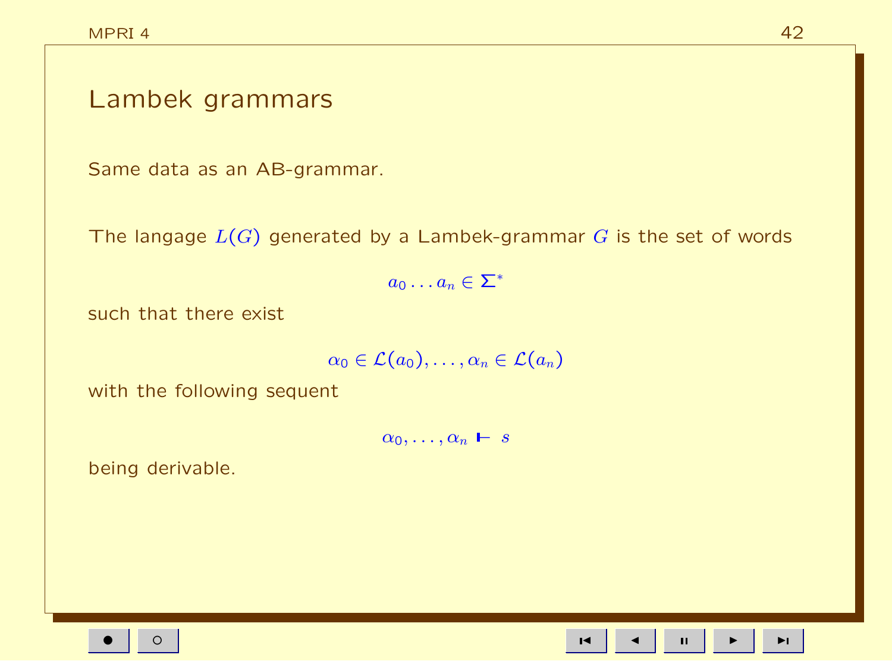# Lambek grammars

Same data as an AB-grammar.

The langage $L(G)$ generated by a Lambek-grammar $G$ is the set of words

$$a_0 \dots a_n \in \Sigma^*$$

such that there exist

$$\alpha_0 \in \mathcal{L}(a_0), \dots, \alpha_n \in \mathcal{L}(a_n)$$

with the following sequent

$$\alpha_0, \dots, \alpha_n \vdash s$$

being derivable.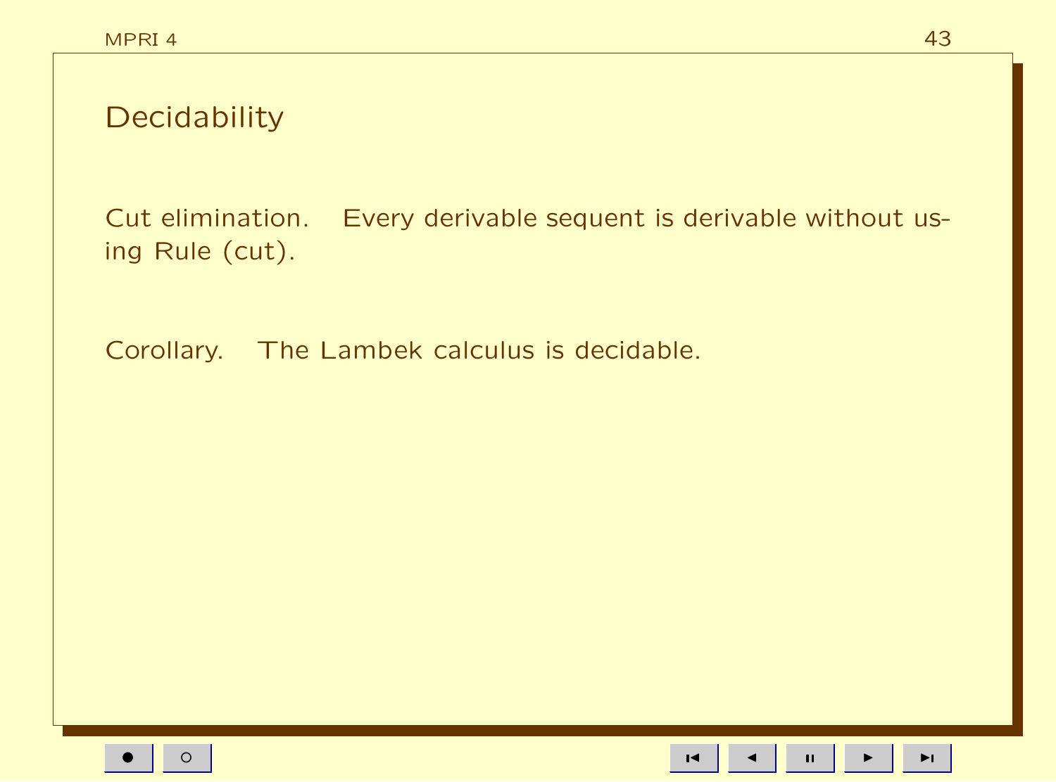# Decidability

Cut elimination. Every derivable sequent is derivable without using Rule (cut).

Corollary. The Lambek calculus is decidable.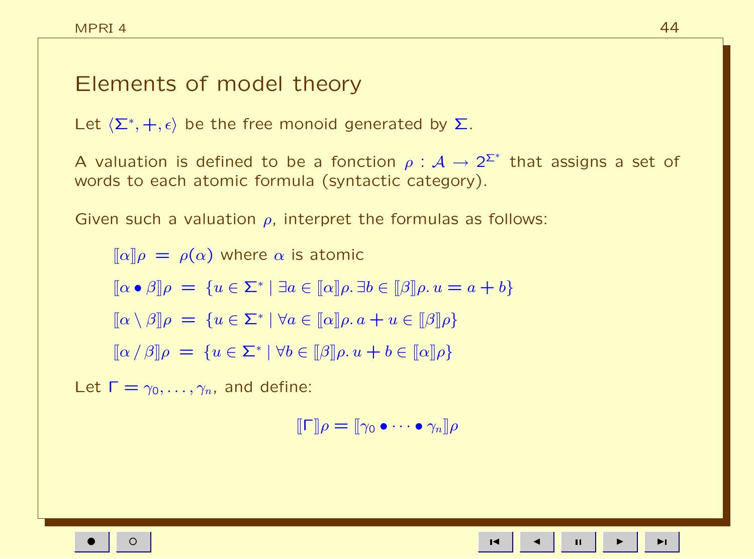# Elements of model theory

Let $\langle \Sigma^*, +, \epsilon \rangle$ be the free monoid generated by $\Sigma$.

A valuation is defined to be a fonction $\rho : \mathcal{A} \to 2^{\Sigma^*}$ that assigns a set of words to each atomic formula (syntactic category).

Given such a valuation $\rho$, interpret the formulas as follows:

$[\![\alpha]\!]\rho \;=\; \rho(\alpha)$ where $\alpha$ is atomic

$$[\![\alpha \bullet \beta]\!]\rho \;=\; \{u \in \Sigma^* \mid \exists a \in [\![\alpha]\!]\rho.\, \exists b \in [\![\beta]\!]\rho.\, u = a + b\}$$

$$[\![\alpha \setminus \beta]\!]\rho \;=\; \{u \in \Sigma^* \mid \forall a \in [\![\alpha]\!]\rho.\, a + u \in [\![\beta]\!]\rho\}$$

$$[\![\alpha \,/\, \beta]\!]\rho \;=\; \{u \in \Sigma^* \mid \forall b \in [\![\beta]\!]\rho.\, u + b \in [\![\alpha]\!]\rho\}$$

Let $\Gamma = \gamma_0, \ldots, \gamma_n$, and define:

$$[\![\Gamma]\!]\rho = [\![\gamma_0 \bullet \cdots \bullet \gamma_n]\!]\rho$$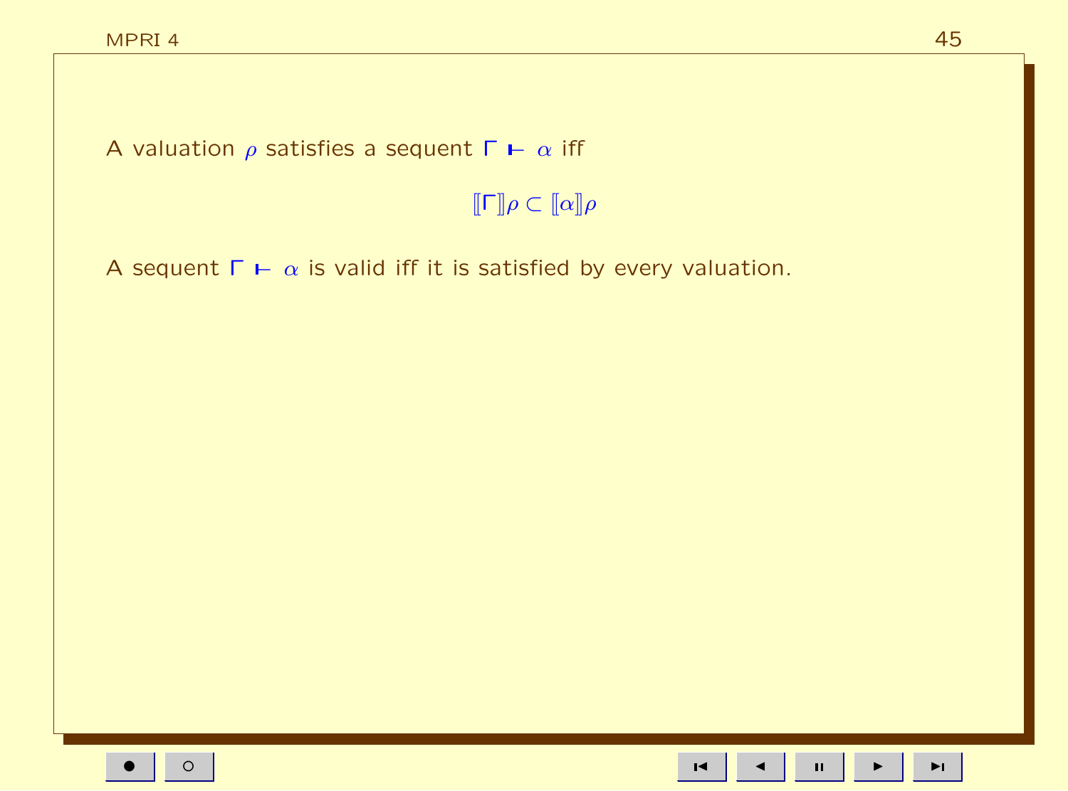A valuation $\rho$ satisfies a sequent $\Gamma \vdash \alpha$ iff

$$[\![\Gamma]\!]\rho \subset [\![\alpha]\!]\rho$$

A sequent $\Gamma \vdash \alpha$ is valid iff it is satisfied by every valuation.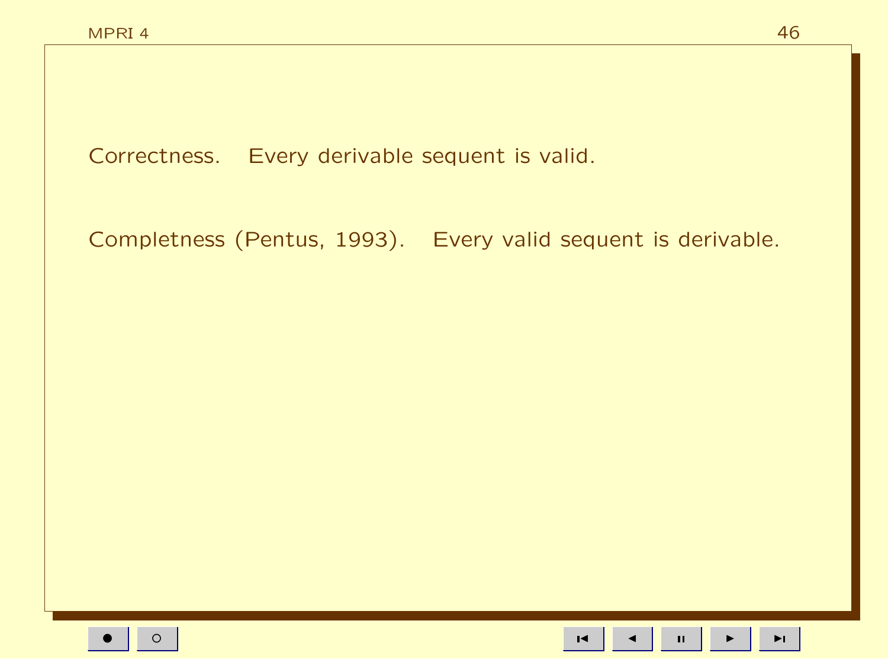Correctness. Every derivable sequent is valid.

Completeness (Pentus, 1993). Every valid sequent is derivable.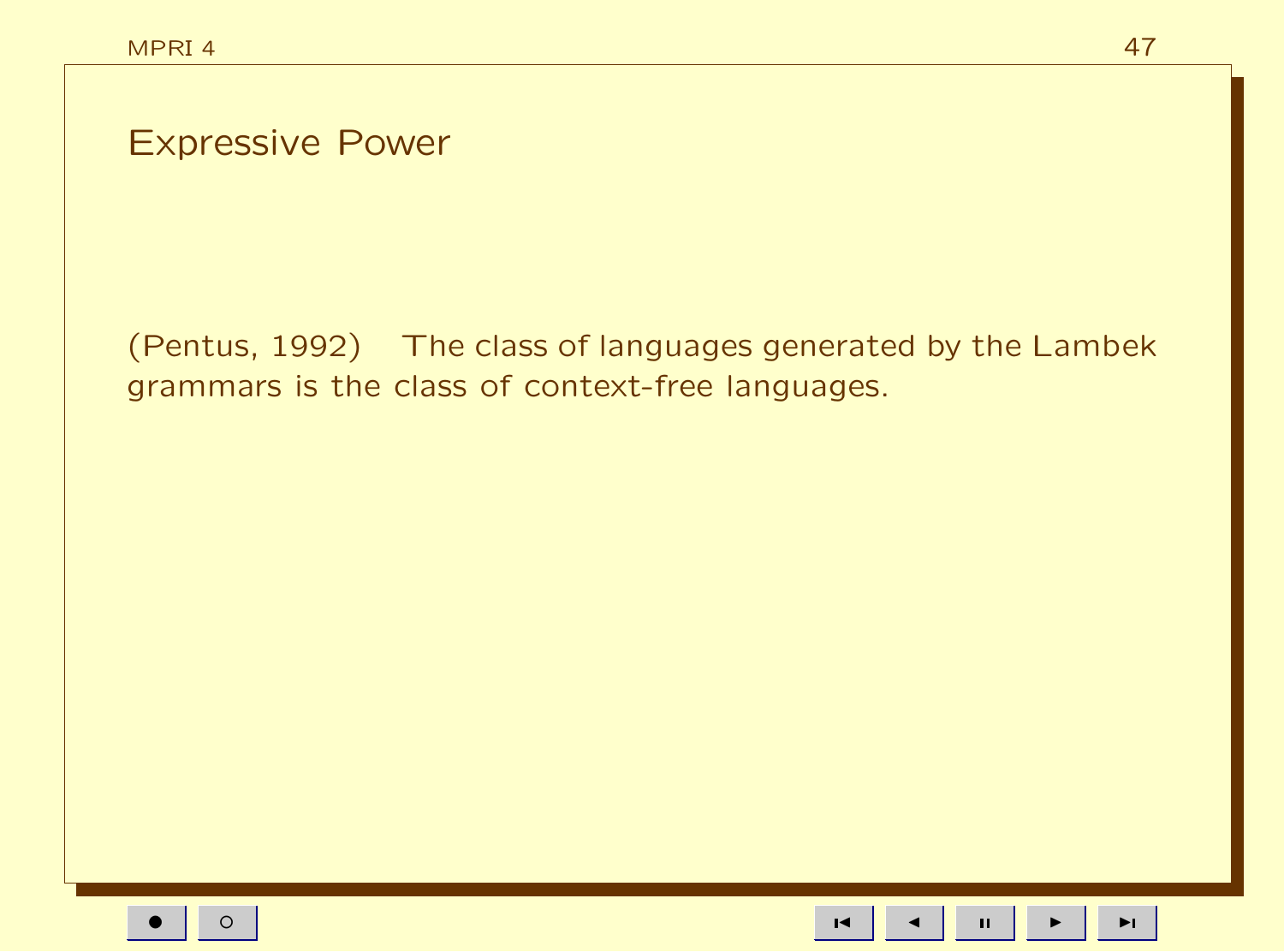## Expressive Power

(Pentus, 1992)    The class of languages generated by the Lambek grammars is the class of context-free languages.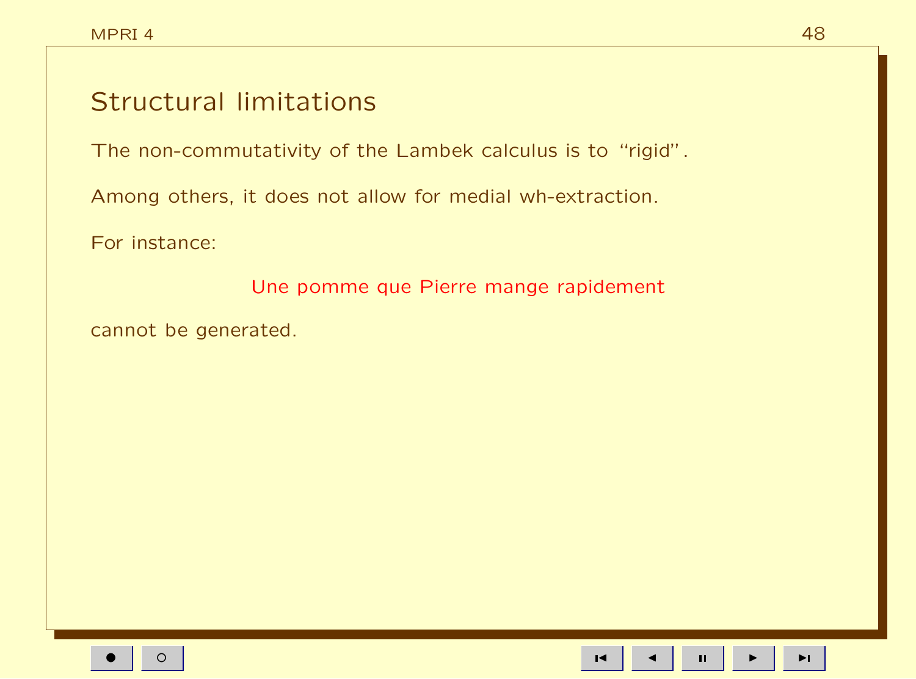## Structural limitations

The non-commutativity of the Lambek calculus is to “rigid”.

Among others, it does not allow for medial wh-extraction.

For instance:

Une pomme que Pierre mange rapidement

cannot be generated.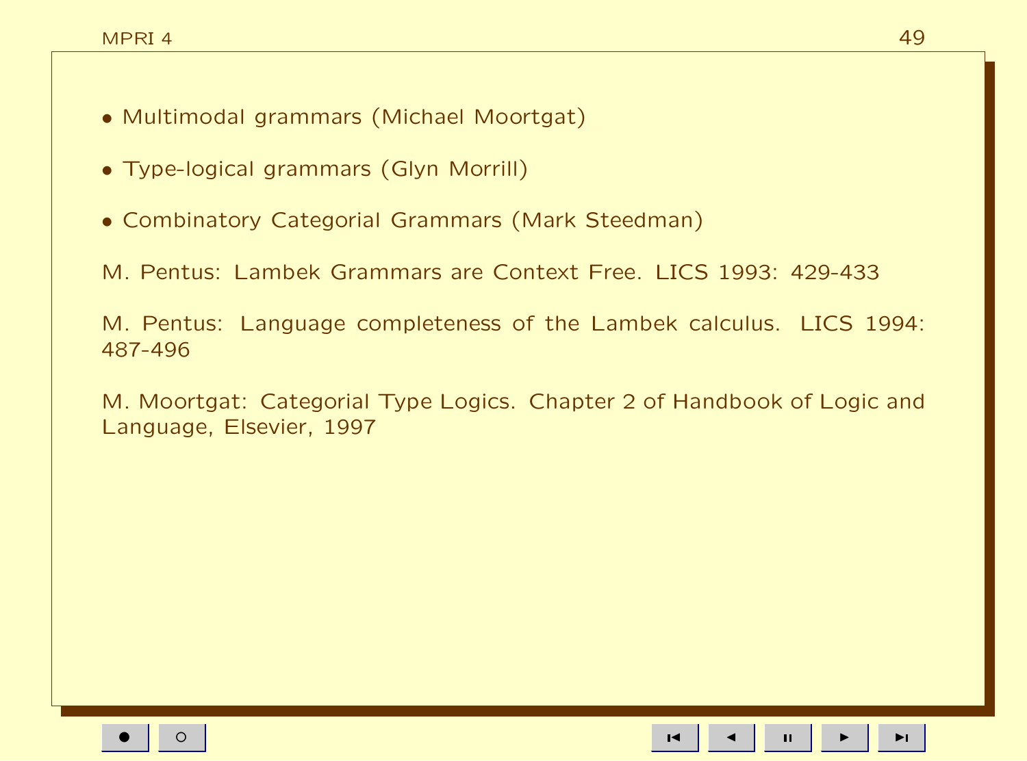- Multimodal grammars (Michael Moortgat)
- Type-logical grammars (Glyn Morrill)
- Combinatory Categorial Grammars (Mark Steedman)

M. Pentus: Lambek Grammars are Context Free. LICS 1993: 429-433

M. Pentus: Language completeness of the Lambek calculus. LICS 1994: 487-496

M. Moortgat: Categorial Type Logics. Chapter 2 of Handbook of Logic and Language, Elsevier, 1997